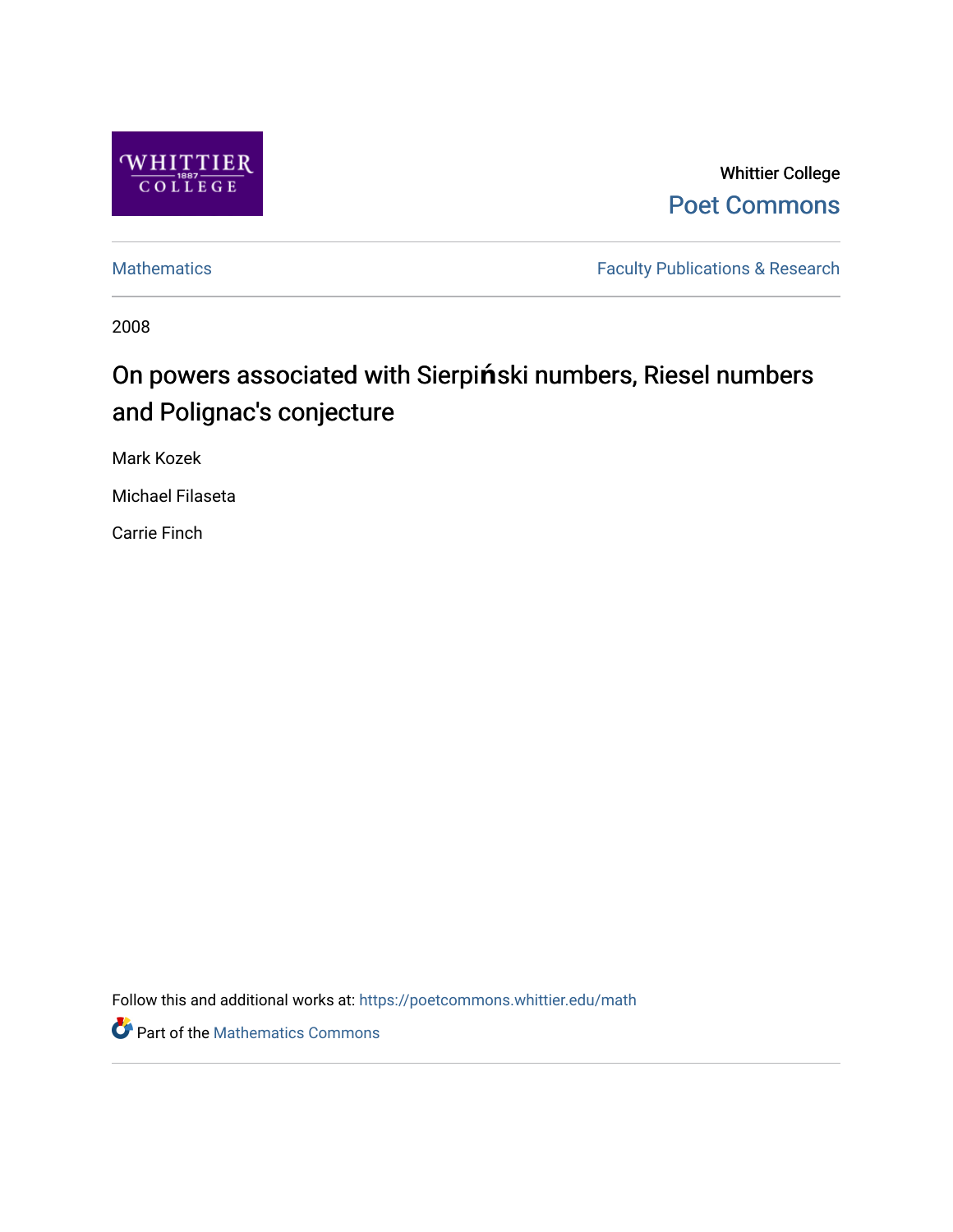Whittier College
Poet Commons

Mathematics

Faculty Publications & Research

2008

# On powers associated with Sierpiński numbers, Riesel numbers and Polignac's conjecture

Mark Kozek

Michael Filaseta

Carrie Finch

Follow this and additional works at: https://poetcommons.whittier.edu/math

Part of the Mathematics Commons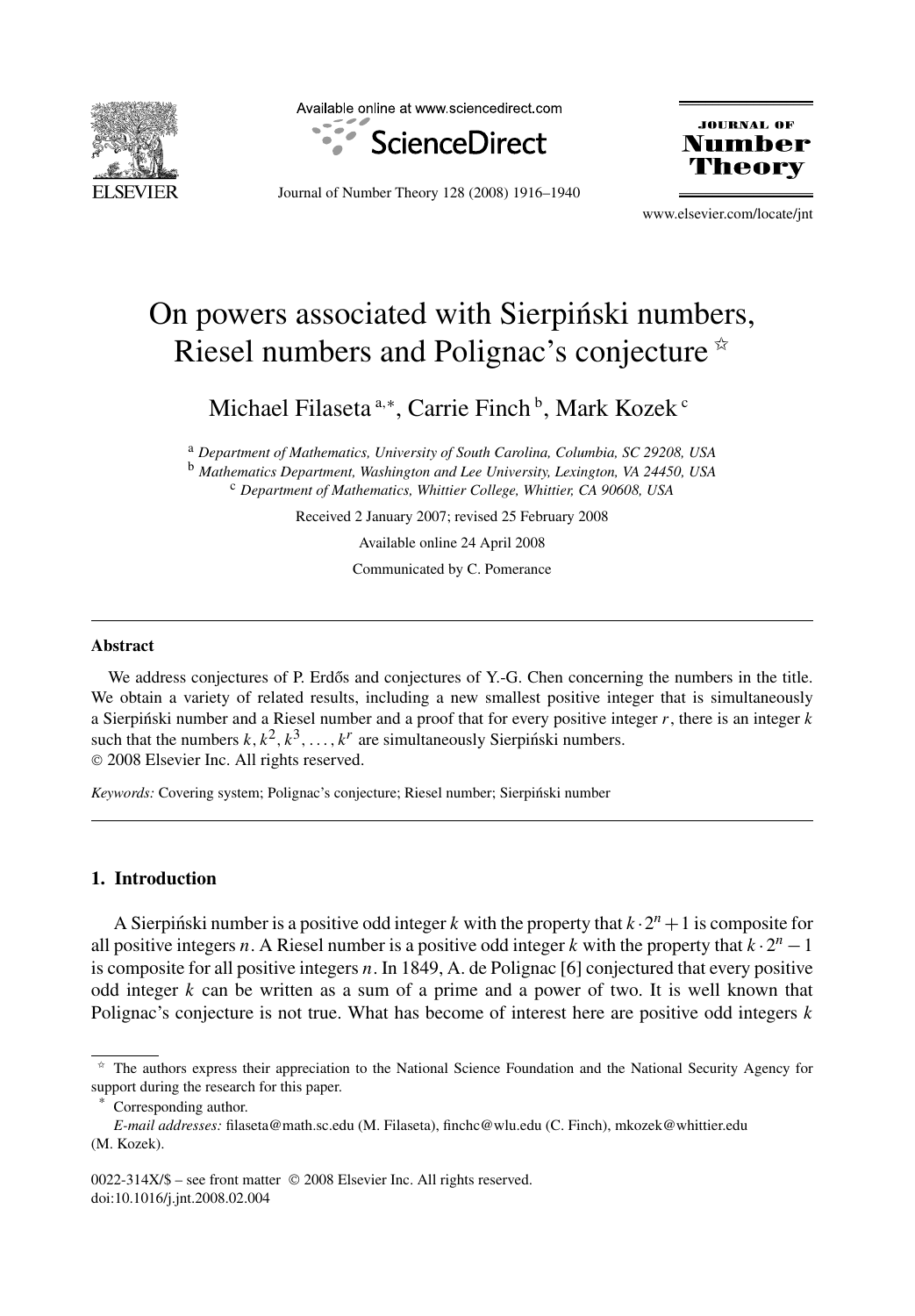# On powers associated with Sierpiński numbers, Riesel numbers and Polignac's conjecture ☆

Michael Filaseta [a,*], Carrie Finch [b], Mark Kozek [c]

[a] *Department of Mathematics, University of South Carolina, Columbia, SC 29208, USA*
[b] *Mathematics Department, Washington and Lee University, Lexington, VA 24450, USA*
[c] *Department of Mathematics, Whittier College, Whittier, CA 90608, USA*

Received 2 January 2007; revised 25 February 2008

Available online 24 April 2008

Communicated by C. Pomerance

## Abstract

We address conjectures of P. Erdős and conjectures of Y.-G. Chen concerning the numbers in the title. We obtain a variety of related results, including a new smallest positive integer that is simultaneously a Sierpiński number and a Riesel number and a proof that for every positive integer $r$, there is an integer $k$ such that the numbers $k, k^2, k^3, \ldots, k^r$ are simultaneously Sierpiński numbers.

© 2008 Elsevier Inc. All rights reserved.

*Keywords:* Covering system; Polignac's conjecture; Riesel number; Sierpiński number

## 1. Introduction

A Sierpiński number is a positive odd integer $k$ with the property that $k \cdot 2^n + 1$ is composite for all positive integers $n$. A Riesel number is a positive odd integer $k$ with the property that $k \cdot 2^n - 1$ is composite for all positive integers $n$. In 1849, A. de Polignac [6] conjectured that every positive odd integer $k$ can be written as a sum of a prime and a power of two. It is well known that Polignac's conjecture is not true. What has become of interest here are positive odd integers $k$

☆ The authors express their appreciation to the National Science Foundation and the National Security Agency for support during the research for this paper.

\* Corresponding author.

*E-mail addresses:* filaseta@math.sc.edu (M. Filaseta), finchc@wlu.edu (C. Finch), mkozek@whittier.edu (M. Kozek).

0022-314X/$ – see front matter © 2008 Elsevier Inc. All rights reserved.
doi:10.1016/j.jnt.2008.02.004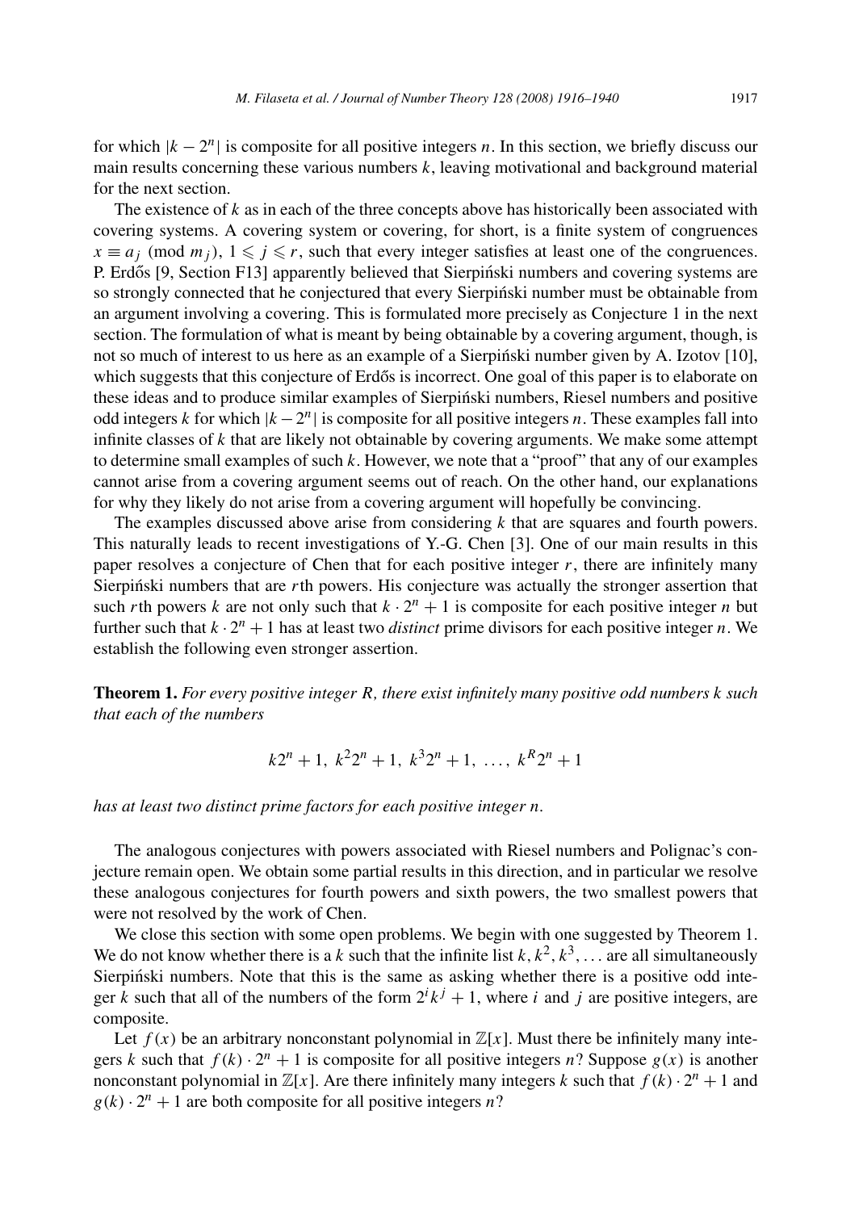for which $|k - 2^n|$ is composite for all positive integers $n$. In this section, we briefly discuss our main results concerning these various numbers $k$, leaving motivational and background material for the next section.

The existence of $k$ as in each of the three concepts above has historically been associated with covering systems. A covering system or covering, for short, is a finite system of congruences $x \equiv a_j \pmod{m_j}$, $1 \leqslant j \leqslant r$, such that every integer satisfies at least one of the congruences. P. Erdős [9, Section F13] apparently believed that Sierpiński numbers and covering systems are so strongly connected that he conjectured that every Sierpiński number must be obtainable from an argument involving a covering. This is formulated more precisely as Conjecture 1 in the next section. The formulation of what is meant by being obtainable by a covering argument, though, is not so much of interest to us here as an example of a Sierpiński number given by A. Izotov [10], which suggests that this conjecture of Erdős is incorrect. One goal of this paper is to elaborate on these ideas and to produce similar examples of Sierpiński numbers, Riesel numbers and positive odd integers $k$ for which $|k - 2^n|$ is composite for all positive integers $n$. These examples fall into infinite classes of $k$ that are likely not obtainable by covering arguments. We make some attempt to determine small examples of such $k$. However, we note that a "proof" that any of our examples cannot arise from a covering argument seems out of reach. On the other hand, our explanations for why they likely do not arise from a covering argument will hopefully be convincing.

The examples discussed above arise from considering $k$ that are squares and fourth powers. This naturally leads to recent investigations of Y.-G. Chen [3]. One of our main results in this paper resolves a conjecture of Chen that for each positive integer $r$, there are infinitely many Sierpiński numbers that are $r$th powers. His conjecture was actually the stronger assertion that such $r$th powers $k$ are not only such that $k \cdot 2^n + 1$ is composite for each positive integer $n$ but further such that $k \cdot 2^n + 1$ has at least two *distinct* prime divisors for each positive integer $n$. We establish the following even stronger assertion.

**Theorem 1.** *For every positive integer $R$, there exist infinitely many positive odd numbers $k$ such that each of the numbers*

$$k2^n + 1,\ k^2 2^n + 1,\ k^3 2^n + 1,\ \ldots,\ k^R 2^n + 1$$

*has at least two distinct prime factors for each positive integer $n$.*

The analogous conjectures with powers associated with Riesel numbers and Polignac's conjecture remain open. We obtain some partial results in this direction, and in particular we resolve these analogous conjectures for fourth powers and sixth powers, the two smallest powers that were not resolved by the work of Chen.

We close this section with some open problems. We begin with one suggested by Theorem 1. We do not know whether there is a $k$ such that the infinite list $k, k^2, k^3, \ldots$ are all simultaneously Sierpiński numbers. Note that this is the same as asking whether there is a positive odd integer $k$ such that all of the numbers of the form $2^i k^j + 1$, where $i$ and $j$ are positive integers, are composite.

Let $f(x)$ be an arbitrary nonconstant polynomial in $\mathbb{Z}[x]$. Must there be infinitely many integers $k$ such that $f(k) \cdot 2^n + 1$ is composite for all positive integers $n$? Suppose $g(x)$ is another nonconstant polynomial in $\mathbb{Z}[x]$. Are there infinitely many integers $k$ such that $f(k) \cdot 2^n + 1$ and $g(k) \cdot 2^n + 1$ are both composite for all positive integers $n$?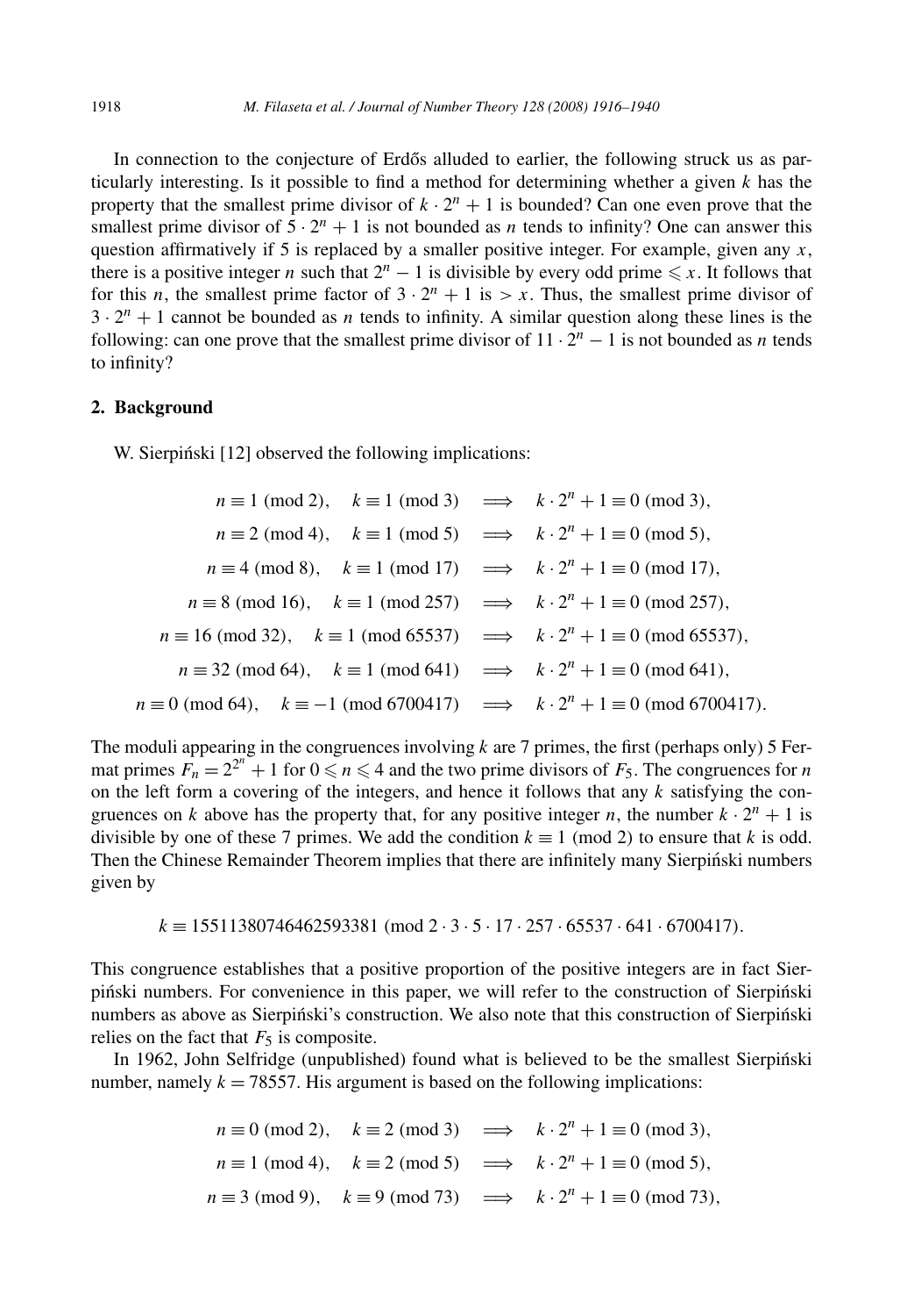In connection to the conjecture of Erdős alluded to earlier, the following struck us as particularly interesting. Is it possible to find a method for determining whether a given $k$ has the property that the smallest prime divisor of $k \cdot 2^n + 1$ is bounded? Can one even prove that the smallest prime divisor of $5 \cdot 2^n + 1$ is not bounded as $n$ tends to infinity? One can answer this question affirmatively if 5 is replaced by a smaller positive integer. For example, given any $x$, there is a positive integer $n$ such that $2^n - 1$ is divisible by every odd prime $\leqslant x$. It follows that for this $n$, the smallest prime factor of $3 \cdot 2^n + 1$ is $> x$. Thus, the smallest prime divisor of $3 \cdot 2^n + 1$ cannot be bounded as $n$ tends to infinity. A similar question along these lines is the following: can one prove that the smallest prime divisor of $11 \cdot 2^n - 1$ is not bounded as $n$ tends to infinity?

## 2. Background

W. Sierpiński [12] observed the following implications:

$$
\begin{aligned}
n \equiv 1 \pmod 2, \quad k \equiv 1 \pmod 3 \quad &\Longrightarrow \quad k \cdot 2^n + 1 \equiv 0 \pmod 3,\\
n \equiv 2 \pmod 4, \quad k \equiv 1 \pmod 5 \quad &\Longrightarrow \quad k \cdot 2^n + 1 \equiv 0 \pmod 5,\\
n \equiv 4 \pmod 8, \quad k \equiv 1 \pmod{17} \quad &\Longrightarrow \quad k \cdot 2^n + 1 \equiv 0 \pmod{17},\\
n \equiv 8 \pmod{16}, \quad k \equiv 1 \pmod{257} \quad &\Longrightarrow \quad k \cdot 2^n + 1 \equiv 0 \pmod{257},\\
n \equiv 16 \pmod{32}, \quad k \equiv 1 \pmod{65537} \quad &\Longrightarrow \quad k \cdot 2^n + 1 \equiv 0 \pmod{65537},\\
n \equiv 32 \pmod{64}, \quad k \equiv 1 \pmod{641} \quad &\Longrightarrow \quad k \cdot 2^n + 1 \equiv 0 \pmod{641},\\
n \equiv 0 \pmod{64}, \quad k \equiv -1 \pmod{6700417} \quad &\Longrightarrow \quad k \cdot 2^n + 1 \equiv 0 \pmod{6700417}.
\end{aligned}
$$

The moduli appearing in the congruences involving $k$ are 7 primes, the first (perhaps only) 5 Fermat primes $F_n = 2^{2^n} + 1$ for $0 \leqslant n \leqslant 4$ and the two prime divisors of $F_5$. The congruences for $n$ on the left form a covering of the integers, and hence it follows that any $k$ satisfying the congruences on $k$ above has the property that, for any positive integer $n$, the number $k \cdot 2^n + 1$ is divisible by one of these 7 primes. We add the condition $k \equiv 1 \pmod 2$ to ensure that $k$ is odd. Then the Chinese Remainder Theorem implies that there are infinitely many Sierpiński numbers given by

$$
k \equiv 15511380746462593381 \pmod{2 \cdot 3 \cdot 5 \cdot 17 \cdot 257 \cdot 65537 \cdot 641 \cdot 6700417}.
$$

This congruence establishes that a positive proportion of the positive integers are in fact Sierpiński numbers. For convenience in this paper, we will refer to the construction of Sierpiński numbers as above as Sierpiński's construction. We also note that this construction of Sierpiński relies on the fact that $F_5$ is composite.

In 1962, John Selfridge (unpublished) found what is believed to be the smallest Sierpiński number, namely $k = 78557$. His argument is based on the following implications:

$$
\begin{aligned}
n \equiv 0 \pmod 2, \quad k \equiv 2 \pmod 3 \quad &\Longrightarrow \quad k \cdot 2^n + 1 \equiv 0 \pmod 3,\\
n \equiv 1 \pmod 4, \quad k \equiv 2 \pmod 5 \quad &\Longrightarrow \quad k \cdot 2^n + 1 \equiv 0 \pmod 5,\\
n \equiv 3 \pmod 9, \quad k \equiv 9 \pmod{73} \quad &\Longrightarrow \quad k \cdot 2^n + 1 \equiv 0 \pmod{73},
\end{aligned}
$$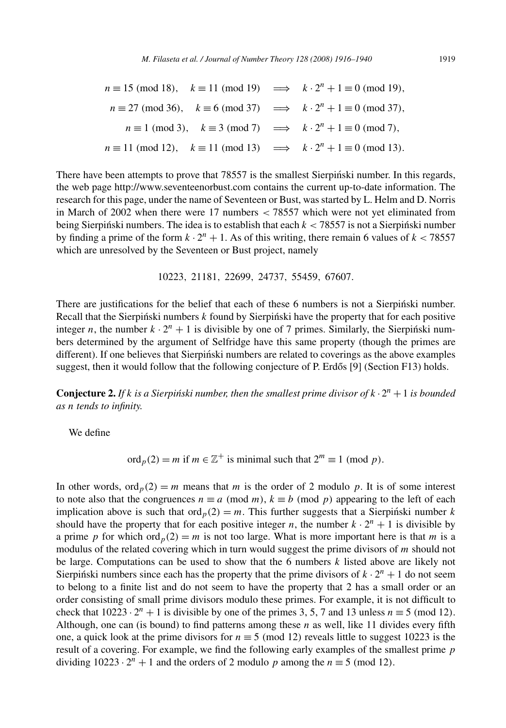$$
\begin{aligned}
n \equiv 15 \pmod{18}, \quad k \equiv 11 \pmod{19} \quad &\Longrightarrow \quad k \cdot 2^n + 1 \equiv 0 \pmod{19}, \\
n \equiv 27 \pmod{36}, \quad k \equiv 6 \pmod{37} \quad &\Longrightarrow \quad k \cdot 2^n + 1 \equiv 0 \pmod{37}, \\
n \equiv 1 \pmod{3}, \quad k \equiv 3 \pmod{7} \quad &\Longrightarrow \quad k \cdot 2^n + 1 \equiv 0 \pmod{7}, \\
n \equiv 11 \pmod{12}, \quad k \equiv 11 \pmod{13} \quad &\Longrightarrow \quad k \cdot 2^n + 1 \equiv 0 \pmod{13}.
\end{aligned}
$$

There have been attempts to prove that 78557 is the smallest Sierpiński number. In this regards, the web page http://www.seventeenorbust.com contains the current up-to-date information. The research for this page, under the name of Seventeen or Bust, was started by L. Helm and D. Norris in March of 2002 when there were 17 numbers $< 78557$ which were not yet eliminated from being Sierpiński numbers. The idea is to establish that each $k < 78557$ is not a Sierpiński number by finding a prime of the form $k \cdot 2^n + 1$. As of this writing, there remain 6 values of $k < 78557$ which are unresolved by the Seventeen or Bust project, namely

$$10223, \ 21181, \ 22699, \ 24737, \ 55459, \ 67607.$$

There are justifications for the belief that each of these 6 numbers is not a Sierpiński number. Recall that the Sierpiński numbers $k$ found by Sierpiński have the property that for each positive integer $n$, the number $k \cdot 2^n + 1$ is divisible by one of 7 primes. Similarly, the Sierpiński numbers determined by the argument of Selfridge have this same property (though the primes are different). If one believes that Sierpiński numbers are related to coverings as the above examples suggest, then it would follow that the following conjecture of P. Erdős [9] (Section F13) holds.

**Conjecture 2.** *If $k$ is a Sierpiński number, then the smallest prime divisor of $k \cdot 2^n + 1$ is bounded as $n$ tends to infinity.*

We define

$$\operatorname{ord}_p(2) = m \text{ if } m \in \mathbb{Z}^+ \text{ is minimal such that } 2^m \equiv 1 \pmod{p}.$$

In other words, $\operatorname{ord}_p(2) = m$ means that $m$ is the order of 2 modulo $p$. It is of some interest to note also that the congruences $n \equiv a \pmod{m}$, $k \equiv b \pmod{p}$ appearing to the left of each implication above is such that $\operatorname{ord}_p(2) = m$. This further suggests that a Sierpiński number $k$ should have the property that for each positive integer $n$, the number $k \cdot 2^n + 1$ is divisible by a prime $p$ for which $\operatorname{ord}_p(2) = m$ is not too large. What is more important here is that $m$ is a modulus of the related covering which in turn would suggest the prime divisors of $m$ should not be large. Computations can be used to show that the 6 numbers $k$ listed above are likely not Sierpiński numbers since each has the property that the prime divisors of $k \cdot 2^n + 1$ do not seem to belong to a finite list and do not seem to have the property that 2 has a small order or an order consisting of small prime divisors modulo these primes. For example, it is not difficult to check that $10223 \cdot 2^n + 1$ is divisible by one of the primes 3, 5, 7 and 13 unless $n \equiv 5 \pmod{12}$. Although, one can (is bound) to find patterns among these $n$ as well, like 11 divides every fifth one, a quick look at the prime divisors for $n \equiv 5 \pmod{12}$ reveals little to suggest 10223 is the result of a covering. For example, we find the following early examples of the smallest prime $p$ dividing $10223 \cdot 2^n + 1$ and the orders of 2 modulo $p$ among the $n \equiv 5 \pmod{12}$.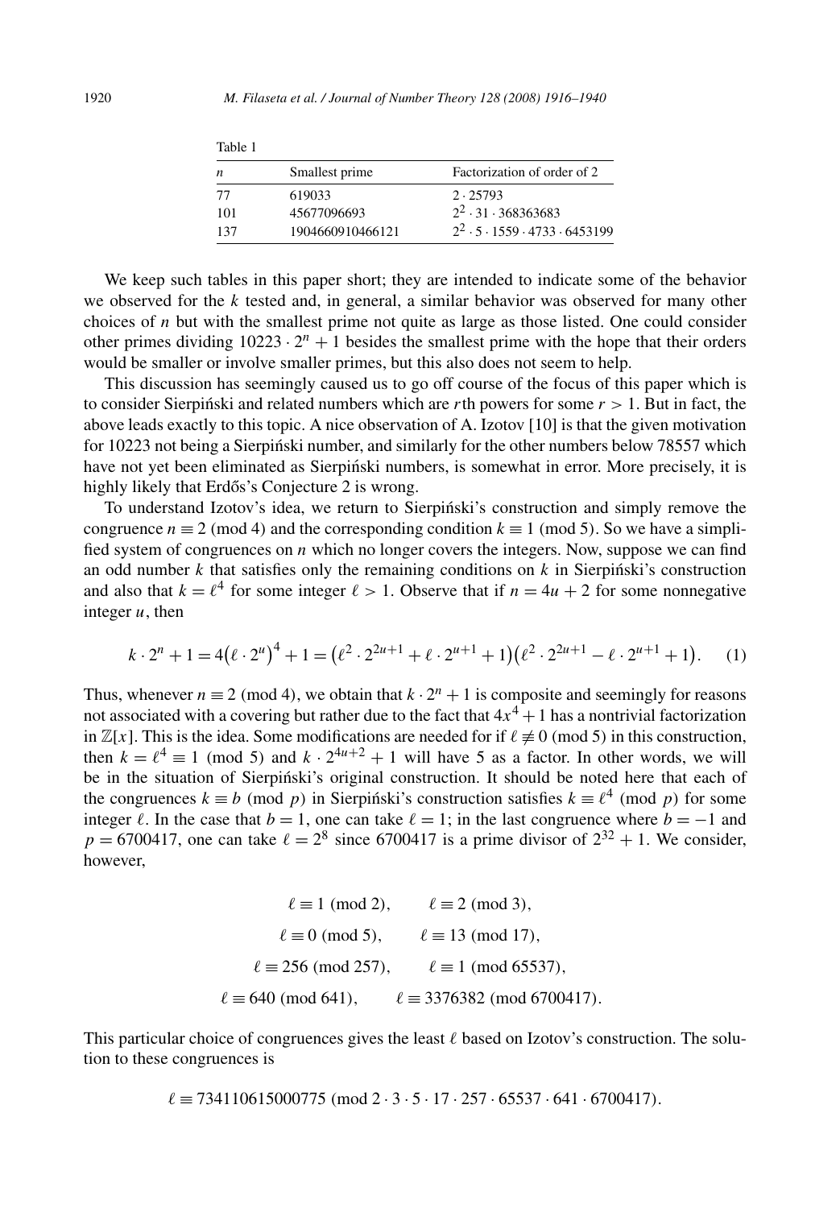Table 1

| $n$ | Smallest prime | Factorization of order of 2 |
|---|---|---|
| 77 | 619033 | $2 \cdot 25793$ |
| 101 | 45677096693 | $2^2 \cdot 31 \cdot 368363683$ |
| 137 | 1904660910466121 | $2^2 \cdot 5 \cdot 1559 \cdot 4733 \cdot 6453199$ |

We keep such tables in this paper short; they are intended to indicate some of the behavior we observed for the $k$ tested and, in general, a similar behavior was observed for many other choices of $n$ but with the smallest prime not quite as large as those listed. One could consider other primes dividing $10223 \cdot 2^n + 1$ besides the smallest prime with the hope that their orders would be smaller or involve smaller primes, but this also does not seem to help.

This discussion has seemingly caused us to go off course of the focus of this paper which is to consider Sierpiński and related numbers which are $r$th powers for some $r > 1$. But in fact, the above leads exactly to this topic. A nice observation of A. Izotov [10] is that the given motivation for 10223 not being a Sierpiński number, and similarly for the other numbers below 78557 which have not yet been eliminated as Sierpiński numbers, is somewhat in error. More precisely, it is highly likely that Erdős's Conjecture 2 is wrong.

To understand Izotov's idea, we return to Sierpiński's construction and simply remove the congruence $n \equiv 2 \pmod 4$ and the corresponding condition $k \equiv 1 \pmod 5$. So we have a simplified system of congruences on $n$ which no longer covers the integers. Now, suppose we can find an odd number $k$ that satisfies only the remaining conditions on $k$ in Sierpiński's construction and also that $k = \ell^4$ for some integer $\ell > 1$. Observe that if $n = 4u + 2$ for some nonnegative integer $u$, then

$$k \cdot 2^n + 1 = 4\left(\ell \cdot 2^u\right)^4 + 1 = \left(\ell^2 \cdot 2^{2u+1} + \ell \cdot 2^{u+1} + 1\right)\left(\ell^2 \cdot 2^{2u+1} - \ell \cdot 2^{u+1} + 1\right). \quad (1)$$

Thus, whenever $n \equiv 2 \pmod 4$, we obtain that $k \cdot 2^n + 1$ is composite and seemingly for reasons not associated with a covering but rather due to the fact that $4x^4 + 1$ has a nontrivial factorization in $\mathbb{Z}[x]$. This is the idea. Some modifications are needed for if $\ell \not\equiv 0 \pmod 5$ in this construction, then $k = \ell^4 \equiv 1 \pmod 5$ and $k \cdot 2^{4u+2} + 1$ will have 5 as a factor. In other words, we will be in the situation of Sierpiński's original construction. It should be noted here that each of the congruences $k \equiv b \pmod p$ in Sierpiński's construction satisfies $k \equiv \ell^4 \pmod p$ for some integer $\ell$. In the case that $b = 1$, one can take $\ell = 1$; in the last congruence where $b = -1$ and $p = 6700417$, one can take $\ell = 2^8$ since 6700417 is a prime divisor of $2^{32} + 1$. We consider, however,

$$\ell \equiv 1 \pmod 2, \qquad \ell \equiv 2 \pmod 3,$$
$$\ell \equiv 0 \pmod 5, \qquad \ell \equiv 13 \pmod{17},$$
$$\ell \equiv 256 \pmod{257}, \qquad \ell \equiv 1 \pmod{65537},$$
$$\ell \equiv 640 \pmod{641}, \qquad \ell \equiv 3376382 \pmod{6700417}.$$

This particular choice of congruences gives the least $\ell$ based on Izotov's construction. The solution to these congruences is

$$\ell \equiv 734110615000775 \pmod{2 \cdot 3 \cdot 5 \cdot 17 \cdot 257 \cdot 65537 \cdot 641 \cdot 6700417}.$$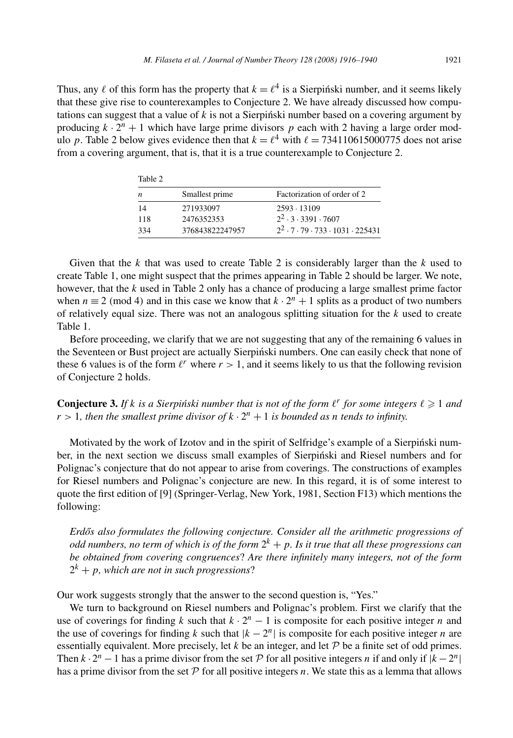Thus, any $\ell$ of this form has the property that $k = \ell^4$ is a Sierpiński number, and it seems likely that these give rise to counterexamples to Conjecture 2. We have already discussed how computations can suggest that a value of $k$ is not a Sierpiński number based on a covering argument by producing $k \cdot 2^n + 1$ which have large prime divisors $p$ each with 2 having a large order modulo $p$. Table 2 below gives evidence then that $k = \ell^4$ with $\ell = 734110615000775$ does not arise from a covering argument, that is, that it is a true counterexample to Conjecture 2.

Table 2

| $n$ | Smallest prime | Factorization of order of 2 |
|---|---|---|
| 14 | 271933097 | $2593 \cdot 13109$ |
| 118 | 2476352353 | $2^2 \cdot 3 \cdot 3391 \cdot 7607$ |
| 334 | 376843822247957 | $2^2 \cdot 7 \cdot 79 \cdot 733 \cdot 1031 \cdot 225431$ |

Given that the $k$ that was used to create Table 2 is considerably larger than the $k$ used to create Table 1, one might suspect that the primes appearing in Table 2 should be larger. We note, however, that the $k$ used in Table 2 only has a chance of producing a large smallest prime factor when $n \equiv 2 \pmod 4$ and in this case we know that $k \cdot 2^n + 1$ splits as a product of two numbers of relatively equal size. There was not an analogous splitting situation for the $k$ used to create Table 1.

Before proceeding, we clarify that we are not suggesting that any of the remaining 6 values in the Seventeen or Bust project are actually Sierpiński numbers. One can easily check that none of these 6 values is of the form $\ell^r$ where $r > 1$, and it seems likely to us that the following revision of Conjecture 2 holds.

**Conjecture 3.** *If $k$ is a Sierpiński number that is not of the form $\ell^r$ for some integers $\ell \geqslant 1$ and $r > 1$, then the smallest prime divisor of $k \cdot 2^n + 1$ is bounded as $n$ tends to infinity.*

Motivated by the work of Izotov and in the spirit of Selfridge's example of a Sierpiński number, in the next section we discuss small examples of Sierpiński and Riesel numbers and for Polignac's conjecture that do not appear to arise from coverings. The constructions of examples for Riesel numbers and Polignac's conjecture are new. In this regard, it is of some interest to quote the first edition of [9] (Springer-Verlag, New York, 1981, Section F13) which mentions the following:

*Erdős also formulates the following conjecture. Consider all the arithmetic progressions of odd numbers, no term of which is of the form $2^k + p$. Is it true that all these progressions can be obtained from covering congruences? Are there infinitely many integers, not of the form $2^k + p$, which are not in such progressions?*

Our work suggests strongly that the answer to the second question is, "Yes."

We turn to background on Riesel numbers and Polignac's problem. First we clarify that the use of coverings for finding $k$ such that $k \cdot 2^n - 1$ is composite for each positive integer $n$ and the use of coverings for finding $k$ such that $|k - 2^n|$ is composite for each positive integer $n$ are essentially equivalent. More precisely, let $k$ be an integer, and let $\mathcal{P}$ be a finite set of odd primes. Then $k \cdot 2^n - 1$ has a prime divisor from the set $\mathcal{P}$ for all positive integers $n$ if and only if $|k - 2^n|$ has a prime divisor from the set $\mathcal{P}$ for all positive integers $n$. We state this as a lemma that allows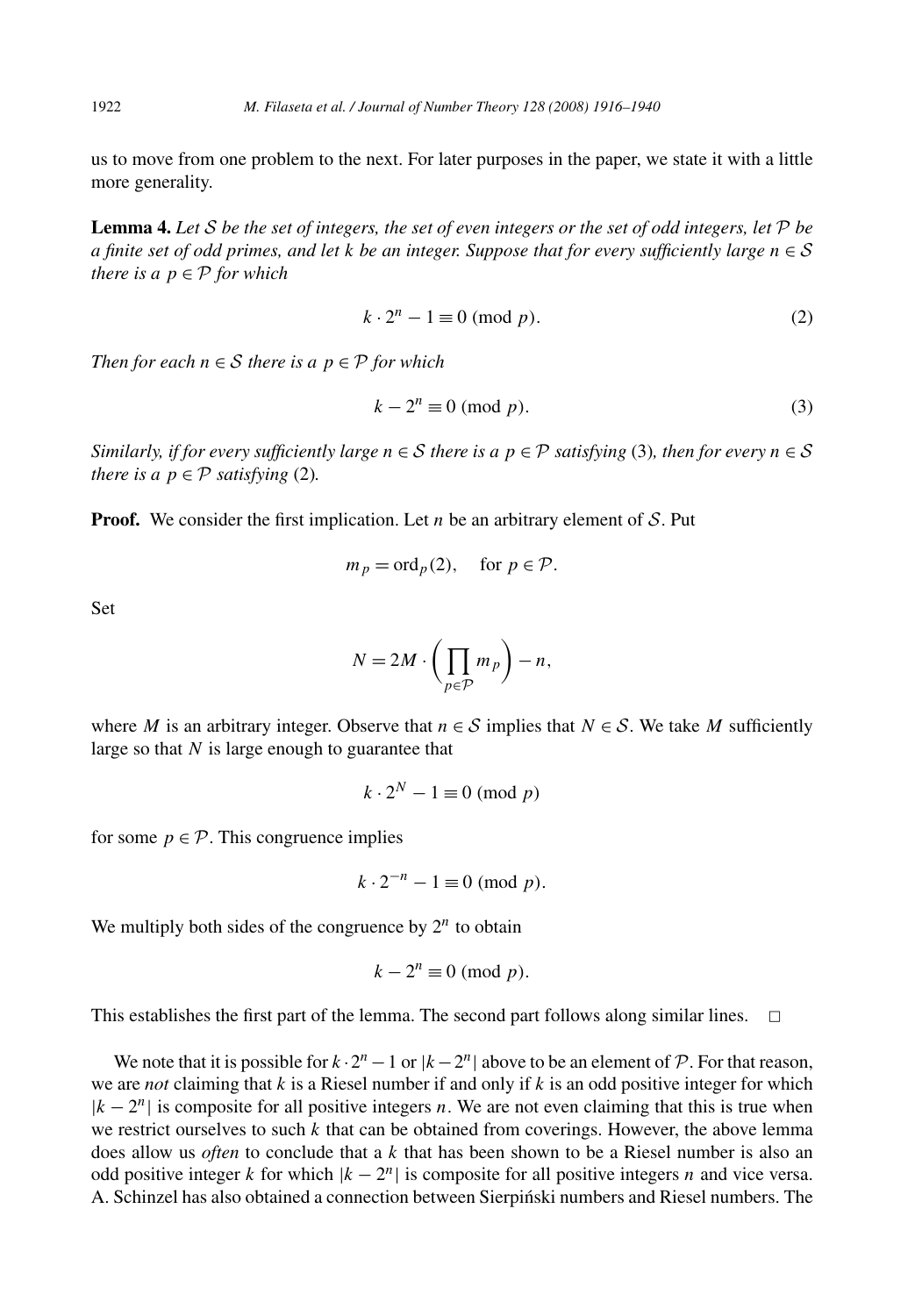us to move from one problem to the next. For later purposes in the paper, we state it with a little more generality.

**Lemma 4.** *Let $\mathcal{S}$ be the set of integers, the set of even integers or the set of odd integers, let $\mathcal{P}$ be a finite set of odd primes, and let $k$ be an integer. Suppose that for every sufficiently large $n \in \mathcal{S}$ there is a $p \in \mathcal{P}$ for which*

$$k \cdot 2^n - 1 \equiv 0 \pmod{p}. \tag{2}$$

*Then for each $n \in \mathcal{S}$ there is a $p \in \mathcal{P}$ for which*

$$k - 2^n \equiv 0 \pmod{p}. \tag{3}$$

*Similarly, if for every sufficiently large $n \in \mathcal{S}$ there is a $p \in \mathcal{P}$ satisfying* (3)*, then for every $n \in \mathcal{S}$ there is a $p \in \mathcal{P}$ satisfying* (2)*.*

**Proof.** We consider the first implication. Let $n$ be an arbitrary element of $\mathcal{S}$. Put

$$m_p = \operatorname{ord}_p(2), \quad \text{for } p \in \mathcal{P}.$$

Set

$$N = 2M \cdot \left( \prod_{p \in \mathcal{P}} m_p \right) - n,$$

where $M$ is an arbitrary integer. Observe that $n \in \mathcal{S}$ implies that $N \in \mathcal{S}$. We take $M$ sufficiently large so that $N$ is large enough to guarantee that

$$k \cdot 2^N - 1 \equiv 0 \pmod{p}$$

for some $p \in \mathcal{P}$. This congruence implies

$$k \cdot 2^{-n} - 1 \equiv 0 \pmod{p}.$$

We multiply both sides of the congruence by $2^n$ to obtain

$$k - 2^n \equiv 0 \pmod{p}.$$

This establishes the first part of the lemma. The second part follows along similar lines. $\square$

We note that it is possible for $k \cdot 2^n - 1$ or $|k - 2^n|$ above to be an element of $\mathcal{P}$. For that reason, we are *not* claiming that $k$ is a Riesel number if and only if $k$ is an odd positive integer for which $|k - 2^n|$ is composite for all positive integers $n$. We are not even claiming that this is true when we restrict ourselves to such $k$ that can be obtained from coverings. However, the above lemma does allow us *often* to conclude that a $k$ that has been shown to be a Riesel number is also an odd positive integer $k$ for which $|k - 2^n|$ is composite for all positive integers $n$ and vice versa. A. Schinzel has also obtained a connection between Sierpiński numbers and Riesel numbers. The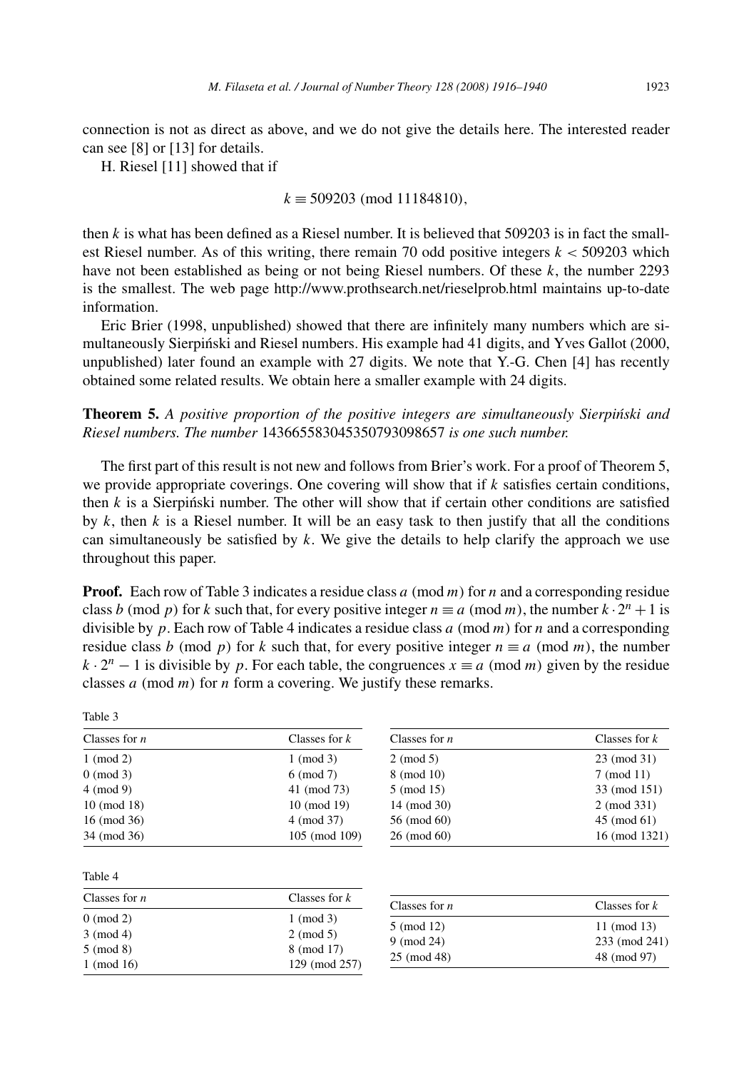connection is not as direct as above, and we do not give the details here. The interested reader can see [8] or [13] for details.

H. Riesel [11] showed that if

$$k \equiv 509203 \pmod{11184810},$$

then $k$ is what has been defined as a Riesel number. It is believed that 509203 is in fact the smallest Riesel number. As of this writing, there remain 70 odd positive integers $k < 509203$ which have not been established as being or not being Riesel numbers. Of these $k$, the number 2293 is the smallest. The web page http://www.prothsearch.net/rieselprob.html maintains up-to-date information.

Eric Brier (1998, unpublished) showed that there are infinitely many numbers which are simultaneously Sierpiński and Riesel numbers. His example had 41 digits, and Yves Gallot (2000, unpublished) later found an example with 27 digits. We note that Y.-G. Chen [4] has recently obtained some related results. We obtain here a smaller example with 24 digits.

**Theorem 5.** *A positive proportion of the positive integers are simultaneously Sierpiński and Riesel numbers. The number* 143665583045350793098657 *is one such number.*

The first part of this result is not new and follows from Brier's work. For a proof of Theorem 5, we provide appropriate coverings. One covering will show that if $k$ satisfies certain conditions, then $k$ is a Sierpiński number. The other will show that if certain other conditions are satisfied by $k$, then $k$ is a Riesel number. It will be an easy task to then justify that all the conditions can simultaneously be satisfied by $k$. We give the details to help clarify the approach we use throughout this paper.

**Proof.** Each row of Table 3 indicates a residue class $a \pmod{m}$ for $n$ and a corresponding residue class $b \pmod{p}$ for $k$ such that, for every positive integer $n \equiv a \pmod{m}$, the number $k \cdot 2^n + 1$ is divisible by $p$. Each row of Table 4 indicates a residue class $a \pmod{m}$ for $n$ and a corresponding residue class $b \pmod{p}$ for $k$ such that, for every positive integer $n \equiv a \pmod{m}$, the number $k \cdot 2^n - 1$ is divisible by $p$. For each table, the congruences $x \equiv a \pmod{m}$ given by the residue classes $a \pmod{m}$ for $n$ form a covering. We justify these remarks.

Table 3

| Classes for $n$ | Classes for $k$ | Classes for $n$ | Classes for $k$ |
|---|---|---|---|
| 1 (mod 2) | 1 (mod 3) | 2 (mod 5) | 23 (mod 31) |
| 0 (mod 3) | 6 (mod 7) | 8 (mod 10) | 7 (mod 11) |
| 4 (mod 9) | 41 (mod 73) | 5 (mod 15) | 33 (mod 151) |
| 10 (mod 18) | 10 (mod 19) | 14 (mod 30) | 2 (mod 331) |
| 16 (mod 36) | 4 (mod 37) | 56 (mod 60) | 45 (mod 61) |
| 34 (mod 36) | 105 (mod 109) | 26 (mod 60) | 16 (mod 1321) |

Table 4

| Classes for $n$ | Classes for $k$ | Classes for $n$ | Classes for $k$ |
|---|---|---|---|
| 0 (mod 2) | 1 (mod 3) | 5 (mod 12) | 11 (mod 13) |
| 3 (mod 4) | 2 (mod 5) | 9 (mod 24) | 233 (mod 241) |
| 5 (mod 8) | 8 (mod 17) | 25 (mod 48) | 48 (mod 97) |
| 1 (mod 16) | 129 (mod 257) | | |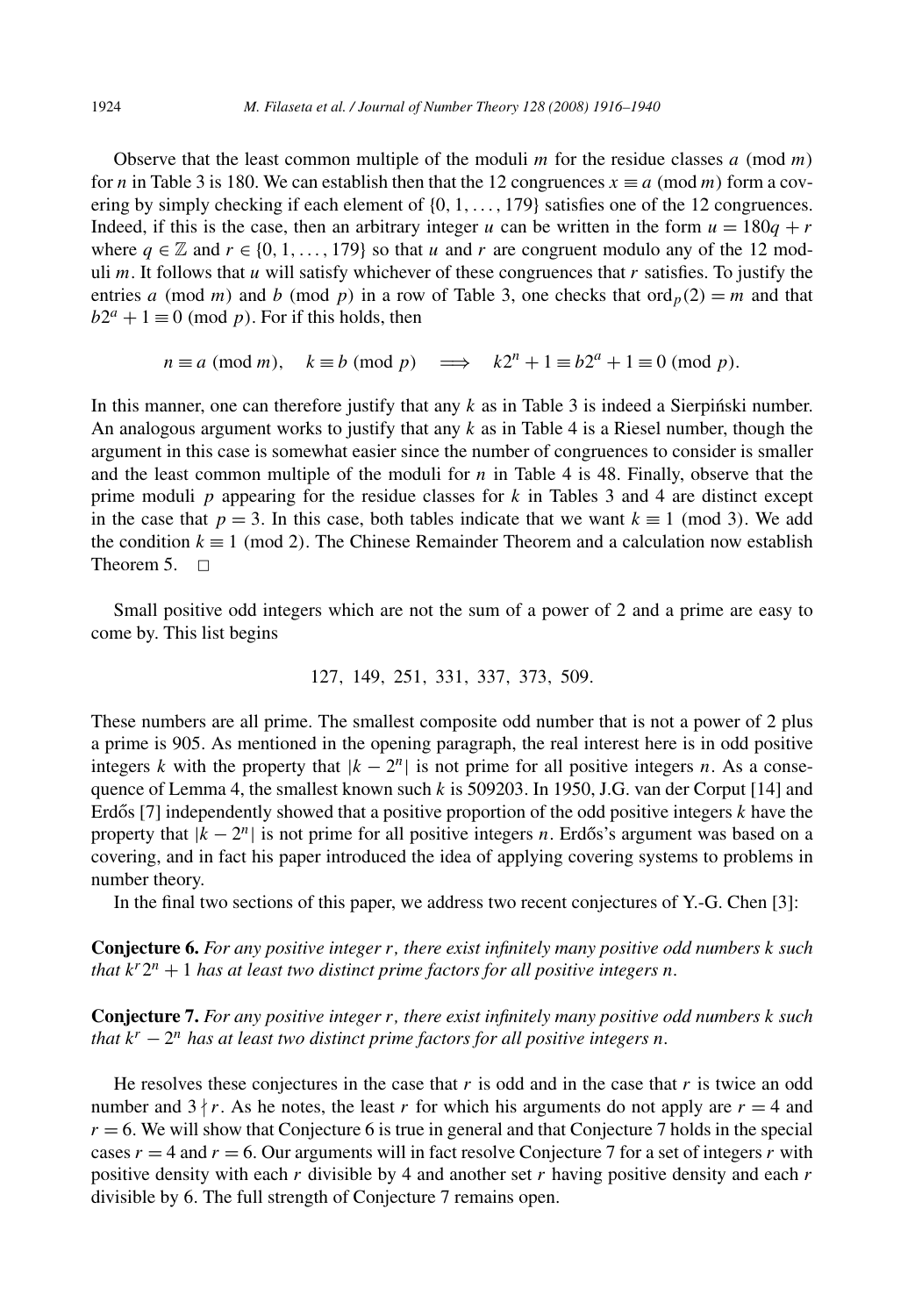Observe that the least common multiple of the moduli $m$ for the residue classes $a \pmod{m}$ for $n$ in Table 3 is 180. We can establish then that the 12 congruences $x \equiv a \pmod{m}$ form a covering by simply checking if each element of $\{0, 1, \ldots, 179\}$ satisfies one of the 12 congruences. Indeed, if this is the case, then an arbitrary integer $u$ can be written in the form $u = 180q + r$ where $q \in \mathbb{Z}$ and $r \in \{0, 1, \ldots, 179\}$ so that $u$ and $r$ are congruent modulo any of the 12 moduli $m$. It follows that $u$ will satisfy whichever of these congruences that $r$ satisfies. To justify the entries $a \pmod{m}$ and $b \pmod{p}$ in a row of Table 3, one checks that $\operatorname{ord}_p(2) = m$ and that $b2^a + 1 \equiv 0 \pmod{p}$. For if this holds, then

$$n \equiv a \pmod{m}, \quad k \equiv b \pmod{p} \quad \Longrightarrow \quad k2^n + 1 \equiv b2^a + 1 \equiv 0 \pmod{p}.$$

In this manner, one can therefore justify that any $k$ as in Table 3 is indeed a Sierpiński number. An analogous argument works to justify that any $k$ as in Table 4 is a Riesel number, though the argument in this case is somewhat easier since the number of congruences to consider is smaller and the least common multiple of the moduli for $n$ in Table 4 is 48. Finally, observe that the prime moduli $p$ appearing for the residue classes for $k$ in Tables 3 and 4 are distinct except in the case that $p = 3$. In this case, both tables indicate that we want $k \equiv 1 \pmod{3}$. We add the condition $k \equiv 1 \pmod{2}$. The Chinese Remainder Theorem and a calculation now establish Theorem 5. $\square$

Small positive odd integers which are not the sum of a power of 2 and a prime are easy to come by. This list begins

$$127, \ 149, \ 251, \ 331, \ 337, \ 373, \ 509.$$

These numbers are all prime. The smallest composite odd number that is not a power of 2 plus a prime is 905. As mentioned in the opening paragraph, the real interest here is in odd positive integers $k$ with the property that $|k - 2^n|$ is not prime for all positive integers $n$. As a consequence of Lemma 4, the smallest known such $k$ is 509203. In 1950, J.G. van der Corput [14] and Erdős [7] independently showed that a positive proportion of the odd positive integers $k$ have the property that $|k - 2^n|$ is not prime for all positive integers $n$. Erdős's argument was based on a covering, and in fact his paper introduced the idea of applying covering systems to problems in number theory.

In the final two sections of this paper, we address two recent conjectures of Y.-G. Chen [3]:

**Conjecture 6.** *For any positive integer $r$, there exist infinitely many positive odd numbers $k$ such that $k^r 2^n + 1$ has at least two distinct prime factors for all positive integers $n$.*

**Conjecture 7.** *For any positive integer $r$, there exist infinitely many positive odd numbers $k$ such that $k^r - 2^n$ has at least two distinct prime factors for all positive integers $n$.*

He resolves these conjectures in the case that $r$ is odd and in the case that $r$ is twice an odd number and $3 \nmid r$. As he notes, the least $r$ for which his arguments do not apply are $r = 4$ and $r = 6$. We will show that Conjecture 6 is true in general and that Conjecture 7 holds in the special cases $r = 4$ and $r = 6$. Our arguments will in fact resolve Conjecture 7 for a set of integers $r$ with positive density with each $r$ divisible by 4 and another set $r$ having positive density and each $r$ divisible by 6. The full strength of Conjecture 7 remains open.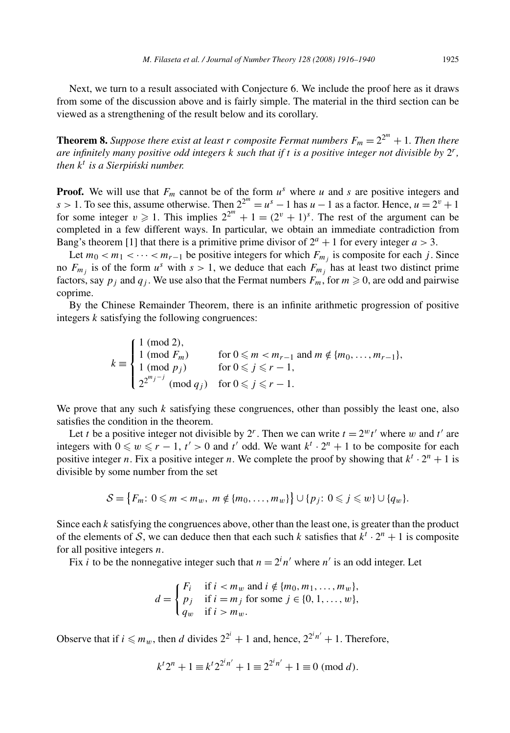Next, we turn to a result associated with Conjecture 6. We include the proof here as it draws from some of the discussion above and is fairly simple. The material in the third section can be viewed as a strengthening of the result below and its corollary.

**Theorem 8.** *Suppose there exist at least $r$ composite Fermat numbers $F_m = 2^{2^m} + 1$. Then there are infinitely many positive odd integers $k$ such that if $t$ is a positive integer not divisible by $2^r$, then $k^t$ is a Sierpiński number.*

**Proof.** We will use that $F_m$ cannot be of the form $u^s$ where $u$ and $s$ are positive integers and $s > 1$. To see this, assume otherwise. Then $2^{2^m} = u^s - 1$ has $u - 1$ as a factor. Hence, $u = 2^v + 1$ for some integer $v \geqslant 1$. This implies $2^{2^m} + 1 = (2^v + 1)^s$. The rest of the argument can be completed in a few different ways. In particular, we obtain an immediate contradiction from Bang's theorem [1] that there is a primitive prime divisor of $2^a + 1$ for every integer $a > 3$.

Let $m_0 < m_1 < \cdots < m_{r-1}$ be positive integers for which $F_{m_j}$ is composite for each $j$. Since no $F_{m_j}$ is of the form $u^s$ with $s > 1$, we deduce that each $F_{m_j}$ has at least two distinct prime factors, say $p_j$ and $q_j$. We use also that the Fermat numbers $F_m$, for $m \geqslant 0$, are odd and pairwise coprime.

By the Chinese Remainder Theorem, there is an infinite arithmetic progression of positive integers $k$ satisfying the following congruences:

$$k \equiv \begin{cases} 1 \pmod{2}, & \\ 1 \pmod{F_m} & \text{for } 0 \leqslant m < m_{r-1} \text{ and } m \notin \{m_0, \ldots, m_{r-1}\}, \\ 1 \pmod{p_j} & \text{for } 0 \leqslant j \leqslant r-1, \\ 2^{2^{m_j - j}} \pmod{q_j} & \text{for } 0 \leqslant j \leqslant r-1. \end{cases}$$

We prove that any such $k$ satisfying these congruences, other than possibly the least one, also satisfies the condition in the theorem.

Let $t$ be a positive integer not divisible by $2^r$. Then we can write $t = 2^w t'$ where $w$ and $t'$ are integers with $0 \leqslant w \leqslant r-1$, $t' > 0$ and $t'$ odd. We want $k^t \cdot 2^n + 1$ to be composite for each positive integer $n$. Fix a positive integer $n$. We complete the proof by showing that $k^t \cdot 2^n + 1$ is divisible by some number from the set

$$\mathcal{S} = \left\{F_m \colon 0 \leqslant m < m_w,\ m \notin \{m_0, \ldots, m_w\}\right\} \cup \{p_j \colon 0 \leqslant j \leqslant w\} \cup \{q_w\}.$$

Since each $k$ satisfying the congruences above, other than the least one, is greater than the product of the elements of $\mathcal{S}$, we can deduce then that each such $k$ satisfies that $k^t \cdot 2^n + 1$ is composite for all positive integers $n$.

Fix $i$ to be the nonnegative integer such that $n = 2^i n'$ where $n'$ is an odd integer. Let

$$d = \begin{cases} F_i & \text{if } i < m_w \text{ and } i \notin \{m_0, m_1, \ldots, m_w\}, \\ p_j & \text{if } i = m_j \text{ for some } j \in \{0, 1, \ldots, w\}, \\ q_w & \text{if } i > m_w. \end{cases}$$

Observe that if $i \leqslant m_w$, then $d$ divides $2^{2^i} + 1$ and, hence, $2^{2^i n'} + 1$. Therefore,

$$k^t 2^n + 1 \equiv k^t 2^{2^i n'} + 1 \equiv 2^{2^i n'} + 1 \equiv 0 \pmod{d}.$$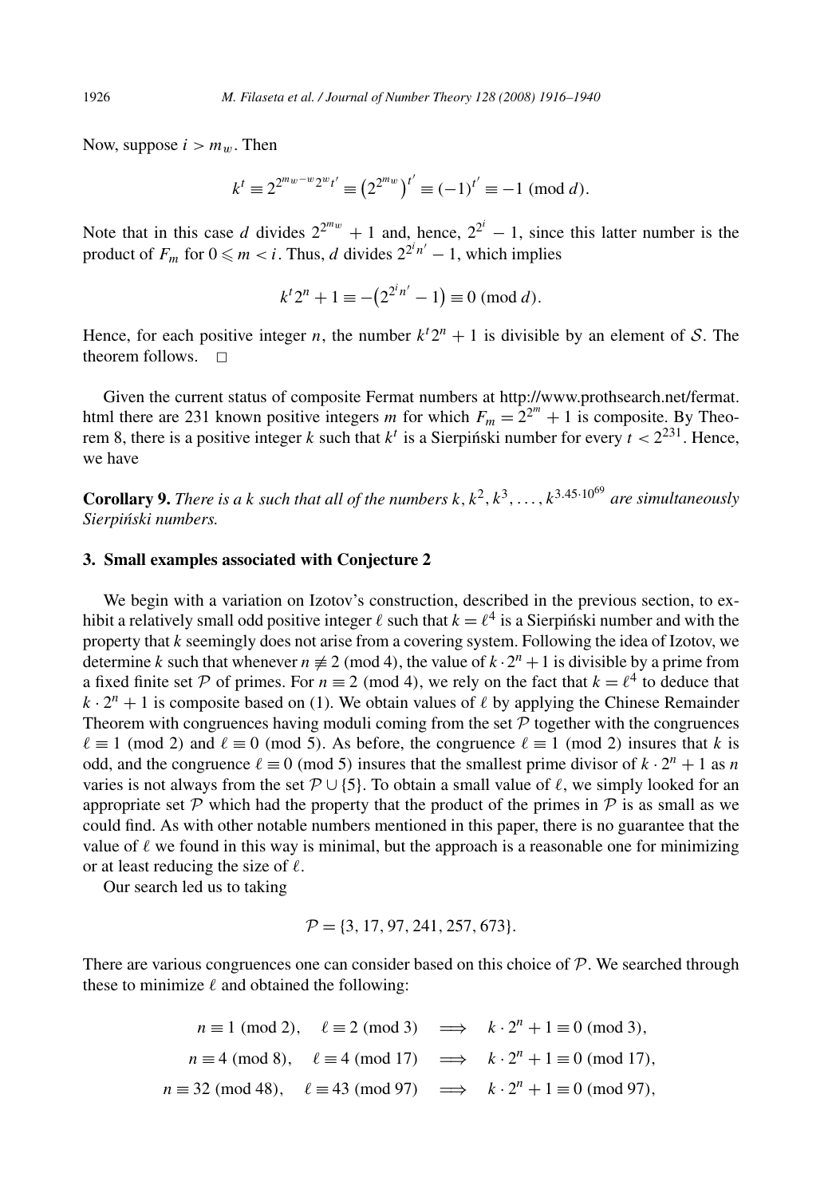Now, suppose $i > m_w$. Then

$$k^t \equiv 2^{2^{m_w - w} 2^w t'} \equiv \left(2^{2^{m_w}}\right)^{t'} \equiv (-1)^{t'} \equiv -1 \pmod{d}.$$

Note that in this case $d$ divides $2^{2^{m_w}} + 1$ and, hence, $2^{2^i} - 1$, since this latter number is the product of $F_m$ for $0 \leqslant m < i$. Thus, $d$ divides $2^{2^i n'} - 1$, which implies

$$k^t 2^n + 1 \equiv -\left(2^{2^i n'} - 1\right) \equiv 0 \pmod{d}.$$

Hence, for each positive integer $n$, the number $k^t 2^n + 1$ is divisible by an element of $\mathcal{S}$. The theorem follows. $\square$

Given the current status of composite Fermat numbers at http://www.prothsearch.net/fermat.html there are 231 known positive integers $m$ for which $F_m = 2^{2^m} + 1$ is composite. By Theorem 8, there is a positive integer $k$ such that $k^t$ is a Sierpiński number for every $t < 2^{231}$. Hence, we have

**Corollary 9.** *There is a $k$ such that all of the numbers $k, k^2, k^3, \ldots, k^{3.45 \cdot 10^{69}}$ are simultaneously Sierpiński numbers.*

## 3. Small examples associated with Conjecture 2

We begin with a variation on Izotov's construction, described in the previous section, to exhibit a relatively small odd positive integer $\ell$ such that $k = \ell^4$ is a Sierpiński number and with the property that $k$ seemingly does not arise from a covering system. Following the idea of Izotov, we determine $k$ such that whenever $n \not\equiv 2 \pmod 4$, the value of $k \cdot 2^n + 1$ is divisible by a prime from a fixed finite set $\mathcal{P}$ of primes. For $n \equiv 2 \pmod 4$, we rely on the fact that $k = \ell^4$ to deduce that $k \cdot 2^n + 1$ is composite based on (1). We obtain values of $\ell$ by applying the Chinese Remainder Theorem with congruences having moduli coming from the set $\mathcal{P}$ together with the congruences $\ell \equiv 1 \pmod 2$ and $\ell \equiv 0 \pmod 5$. As before, the congruence $\ell \equiv 1 \pmod 2$ insures that $k$ is odd, and the congruence $\ell \equiv 0 \pmod 5$ insures that the smallest prime divisor of $k \cdot 2^n + 1$ as $n$ varies is not always from the set $\mathcal{P} \cup \{5\}$. To obtain a small value of $\ell$, we simply looked for an appropriate set $\mathcal{P}$ which had the property that the product of the primes in $\mathcal{P}$ is as small as we could find. As with other notable numbers mentioned in this paper, there is no guarantee that the value of $\ell$ we found in this way is minimal, but the approach is a reasonable one for minimizing or at least reducing the size of $\ell$.

Our search led us to taking

$$\mathcal{P} = \{3, 17, 97, 241, 257, 673\}.$$

There are various congruences one can consider based on this choice of $\mathcal{P}$. We searched through these to minimize $\ell$ and obtained the following:

$$n \equiv 1 \pmod 2, \quad \ell \equiv 2 \pmod 3 \quad \Longrightarrow \quad k \cdot 2^n + 1 \equiv 0 \pmod 3,$$
$$n \equiv 4 \pmod 8, \quad \ell \equiv 4 \pmod{17} \quad \Longrightarrow \quad k \cdot 2^n + 1 \equiv 0 \pmod{17},$$
$$n \equiv 32 \pmod{48}, \quad \ell \equiv 43 \pmod{97} \quad \Longrightarrow \quad k \cdot 2^n + 1 \equiv 0 \pmod{97},$$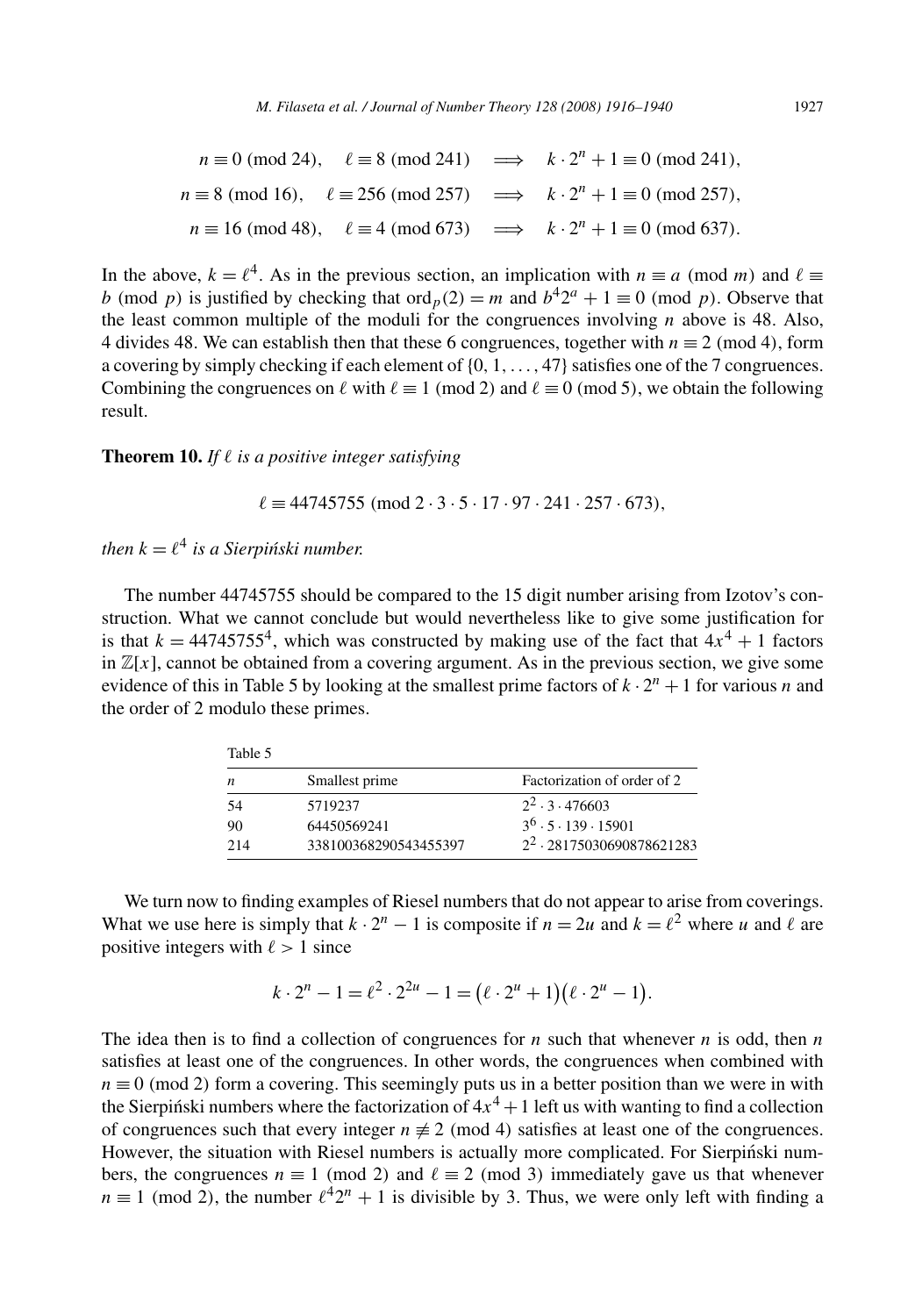$$n \equiv 0 \pmod{24}, \quad \ell \equiv 8 \pmod{241} \quad \Longrightarrow \quad k \cdot 2^n + 1 \equiv 0 \pmod{241},$$

$$n \equiv 8 \pmod{16}, \quad \ell \equiv 256 \pmod{257} \quad \Longrightarrow \quad k \cdot 2^n + 1 \equiv 0 \pmod{257},$$

$$n \equiv 16 \pmod{48}, \quad \ell \equiv 4 \pmod{673} \quad \Longrightarrow \quad k \cdot 2^n + 1 \equiv 0 \pmod{637}.$$

In the above, $k = \ell^4$. As in the previous section, an implication with $n \equiv a \pmod{m}$ and $\ell \equiv b \pmod{p}$ is justified by checking that $\text{ord}_p(2) = m$ and $b^4 2^a + 1 \equiv 0 \pmod{p}$. Observe that the least common multiple of the moduli for the congruences involving $n$ above is 48. Also, 4 divides 48. We can establish then that these 6 congruences, together with $n \equiv 2 \pmod{4}$, form a covering by simply checking if each element of $\{0, 1, \ldots, 47\}$ satisfies one of the 7 congruences. Combining the congruences on $\ell$ with $\ell \equiv 1 \pmod{2}$ and $\ell \equiv 0 \pmod{5}$, we obtain the following result.

**Theorem 10.** *If $\ell$ is a positive integer satisfying*

$$\ell \equiv 44745755 \pmod{2 \cdot 3 \cdot 5 \cdot 17 \cdot 97 \cdot 241 \cdot 257 \cdot 673},$$

*then $k = \ell^4$ is a Sierpiński number.*

The number 44745755 should be compared to the 15 digit number arising from Izotov's construction. What we cannot conclude but would nevertheless like to give some justification for is that $k = 44745755^4$, which was constructed by making use of the fact that $4x^4 + 1$ factors in $\mathbb{Z}[x]$, cannot be obtained from a covering argument. As in the previous section, we give some evidence of this in Table 5 by looking at the smallest prime factors of $k \cdot 2^n + 1$ for various $n$ and the order of 2 modulo these primes.

Table 5

| $n$ | Smallest prime | Factorization of order of 2 |
|---|---|---|
| 54 | 5719237 | $2^2 \cdot 3 \cdot 476603$ |
| 90 | 64450569241 | $3^6 \cdot 5 \cdot 139 \cdot 15901$ |
| 214 | 338100368290543455397 | $2^2 \cdot 28175030690878621283$ |

We turn now to finding examples of Riesel numbers that do not appear to arise from coverings. What we use here is simply that $k \cdot 2^n - 1$ is composite if $n = 2u$ and $k = \ell^2$ where $u$ and $\ell$ are positive integers with $\ell > 1$ since

$$k \cdot 2^n - 1 = \ell^2 \cdot 2^{2u} - 1 = \left(\ell \cdot 2^u + 1\right)\left(\ell \cdot 2^u - 1\right).$$

The idea then is to find a collection of congruences for $n$ such that whenever $n$ is odd, then $n$ satisfies at least one of the congruences. In other words, the congruences when combined with $n \equiv 0 \pmod{2}$ form a covering. This seemingly puts us in a better position than we were in with the Sierpiński numbers where the factorization of $4x^4 + 1$ left us with wanting to find a collection of congruences such that every integer $n \not\equiv 2 \pmod{4}$ satisfies at least one of the congruences. However, the situation with Riesel numbers is actually more complicated. For Sierpiński numbers, the congruences $n \equiv 1 \pmod{2}$ and $\ell \equiv 2 \pmod{3}$ immediately gave us that whenever $n \equiv 1 \pmod{2}$, the number $\ell^4 2^n + 1$ is divisible by 3. Thus, we were only left with finding a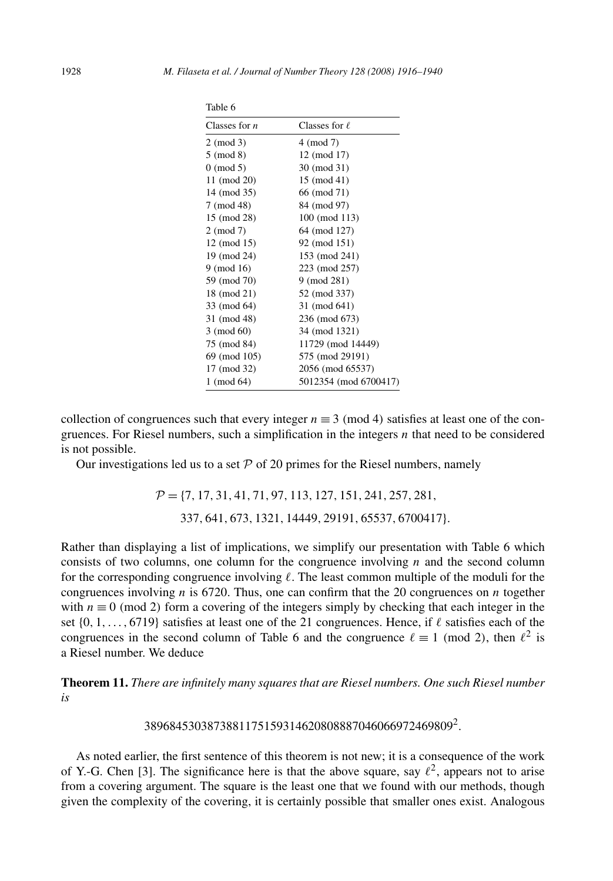Table 6

| Classes for $n$ | Classes for $\ell$ |
|---|---|
| 2 (mod 3) | 4 (mod 7) |
| 5 (mod 8) | 12 (mod 17) |
| 0 (mod 5) | 30 (mod 31) |
| 11 (mod 20) | 15 (mod 41) |
| 14 (mod 35) | 66 (mod 71) |
| 7 (mod 48) | 84 (mod 97) |
| 15 (mod 28) | 100 (mod 113) |
| 2 (mod 7) | 64 (mod 127) |
| 12 (mod 15) | 92 (mod 151) |
| 19 (mod 24) | 153 (mod 241) |
| 9 (mod 16) | 223 (mod 257) |
| 59 (mod 70) | 9 (mod 281) |
| 18 (mod 21) | 52 (mod 337) |
| 33 (mod 64) | 31 (mod 641) |
| 31 (mod 48) | 236 (mod 673) |
| 3 (mod 60) | 34 (mod 1321) |
| 75 (mod 84) | 11729 (mod 14449) |
| 69 (mod 105) | 575 (mod 29191) |
| 17 (mod 32) | 2056 (mod 65537) |
| 1 (mod 64) | 5012354 (mod 6700417) |

collection of congruences such that every integer $n \equiv 3 \pmod 4$ satisfies at least one of the congruences. For Riesel numbers, such a simplification in the integers $n$ that need to be considered is not possible.

Our investigations led us to a set $\mathcal{P}$ of 20 primes for the Riesel numbers, namely

$$\mathcal{P} = \{7, 17, 31, 41, 71, 97, 113, 127, 151, 241, 257, 281, 337, 641, 673, 1321, 14449, 29191, 65537, 6700417\}.$$

Rather than displaying a list of implications, we simplify our presentation with Table 6 which consists of two columns, one column for the congruence involving $n$ and the second column for the corresponding congruence involving $\ell$. The least common multiple of the moduli for the congruences involving $n$ is 6720. Thus, one can confirm that the 20 congruences on $n$ together with $n \equiv 0 \pmod 2$ form a covering of the integers simply by checking that each integer in the set $\{0, 1, \ldots, 6719\}$ satisfies at least one of the 21 congruences. Hence, if $\ell$ satisfies each of the congruences in the second column of Table 6 and the congruence $\ell \equiv 1 \pmod 2$, then $\ell^2$ is a Riesel number. We deduce

**Theorem 11.** *There are infinitely many squares that are Riesel numbers. One such Riesel number is*

$$3896845303873881175159314620808887046066972469809^2.$$

As noted earlier, the first sentence of this theorem is not new; it is a consequence of the work of Y.-G. Chen [3]. The significance here is that the above square, say $\ell^2$, appears not to arise from a covering argument. The square is the least one that we found with our methods, though given the complexity of the covering, it is certainly possible that smaller ones exist. Analogous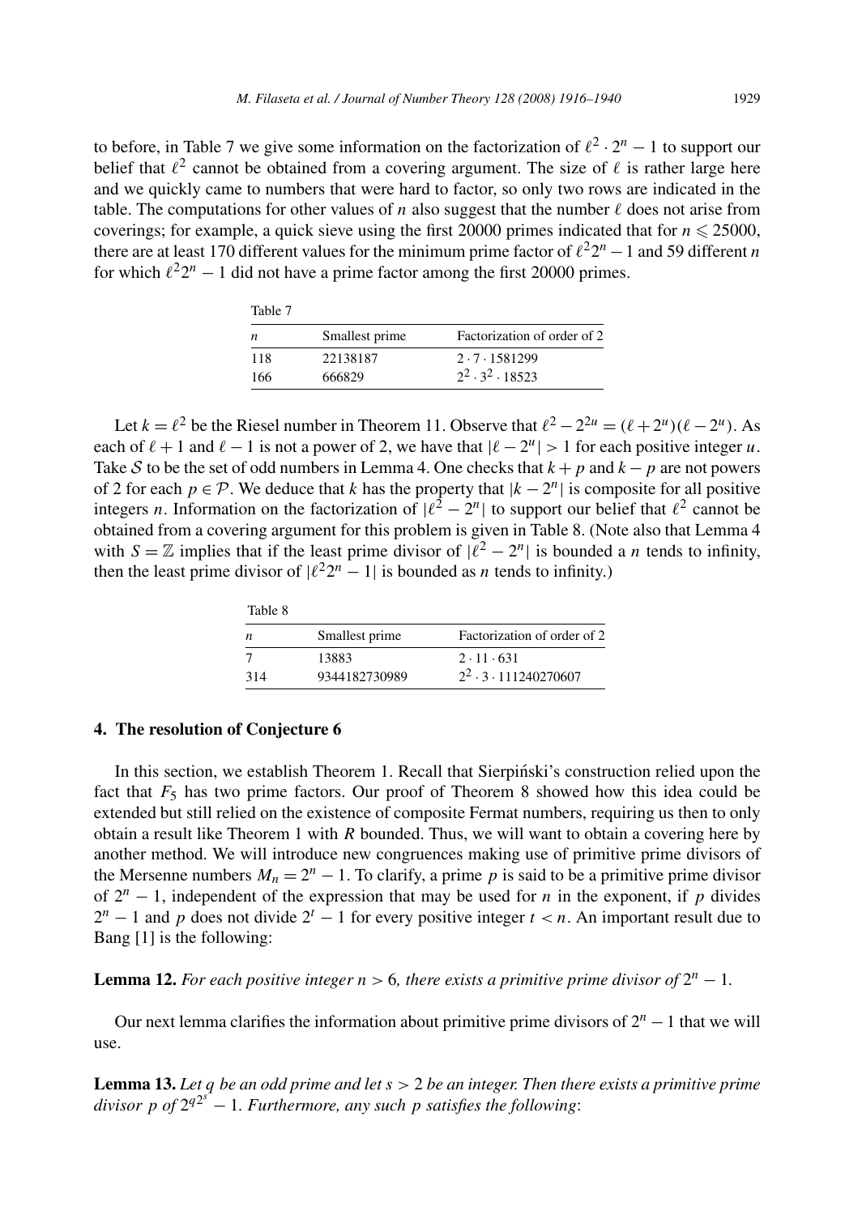to before, in Table 7 we give some information on the factorization of $\ell^2 \cdot 2^n - 1$ to support our belief that $\ell^2$ cannot be obtained from a covering argument. The size of $\ell$ is rather large here and we quickly came to numbers that were hard to factor, so only two rows are indicated in the table. The computations for other values of $n$ also suggest that the number $\ell$ does not arise from coverings; for example, a quick sieve using the first 20000 primes indicated that for $n \leqslant 25000$, there are at least 170 different values for the minimum prime factor of $\ell^2 2^n - 1$ and 59 different $n$ for which $\ell^2 2^n - 1$ did not have a prime factor among the first 20000 primes.

Table 7

| $n$ | Smallest prime | Factorization of order of 2 |
|---|---|---|
| 118 | 22138187 | $2 \cdot 7 \cdot 1581299$ |
| 166 | 666829 | $2^2 \cdot 3^2 \cdot 18523$ |

Let $k = \ell^2$ be the Riesel number in Theorem 11. Observe that $\ell^2 - 2^{2u} = (\ell + 2^u)(\ell - 2^u)$. As each of $\ell + 1$ and $\ell - 1$ is not a power of 2, we have that $|\ell - 2^u| > 1$ for each positive integer $u$. Take $\mathcal{S}$ to be the set of odd numbers in Lemma 4. One checks that $k + p$ and $k - p$ are not powers of 2 for each $p \in \mathcal{P}$. We deduce that $k$ has the property that $|k - 2^n|$ is composite for all positive integers $n$. Information on the factorization of $|\ell^2 - 2^n|$ to support our belief that $\ell^2$ cannot be obtained from a covering argument for this problem is given in Table 8. (Note also that Lemma 4 with $S = \mathbb{Z}$ implies that if the least prime divisor of $|\ell^2 - 2^n|$ is bounded a $n$ tends to infinity, then the least prime divisor of $|\ell^2 2^n - 1|$ is bounded as $n$ tends to infinity.)

Table 8

| $n$ | Smallest prime | Factorization of order of 2 |
|---|---|---|
| 7 | 13883 | $2 \cdot 11 \cdot 631$ |
| 314 | 9344182730989 | $2^2 \cdot 3 \cdot 111240270607$ |

## 4. The resolution of Conjecture 6

In this section, we establish Theorem 1. Recall that Sierpiński's construction relied upon the fact that $F_5$ has two prime factors. Our proof of Theorem 8 showed how this idea could be extended but still relied on the existence of composite Fermat numbers, requiring us then to only obtain a result like Theorem 1 with $R$ bounded. Thus, we will want to obtain a covering here by another method. We will introduce new congruences making use of primitive prime divisors of the Mersenne numbers $M_n = 2^n - 1$. To clarify, a prime $p$ is said to be a primitive prime divisor of $2^n - 1$, independent of the expression that may be used for $n$ in the exponent, if $p$ divides $2^n - 1$ and $p$ does not divide $2^t - 1$ for every positive integer $t < n$. An important result due to Bang [1] is the following:

**Lemma 12.** *For each positive integer $n > 6$, there exists a primitive prime divisor of $2^n - 1$.*

Our next lemma clarifies the information about primitive prime divisors of $2^n - 1$ that we will use.

**Lemma 13.** *Let $q$ be an odd prime and let $s > 2$ be an integer. Then there exists a primitive prime divisor $p$ of $2^{q2^s} - 1$. Furthermore, any such $p$ satisfies the following*: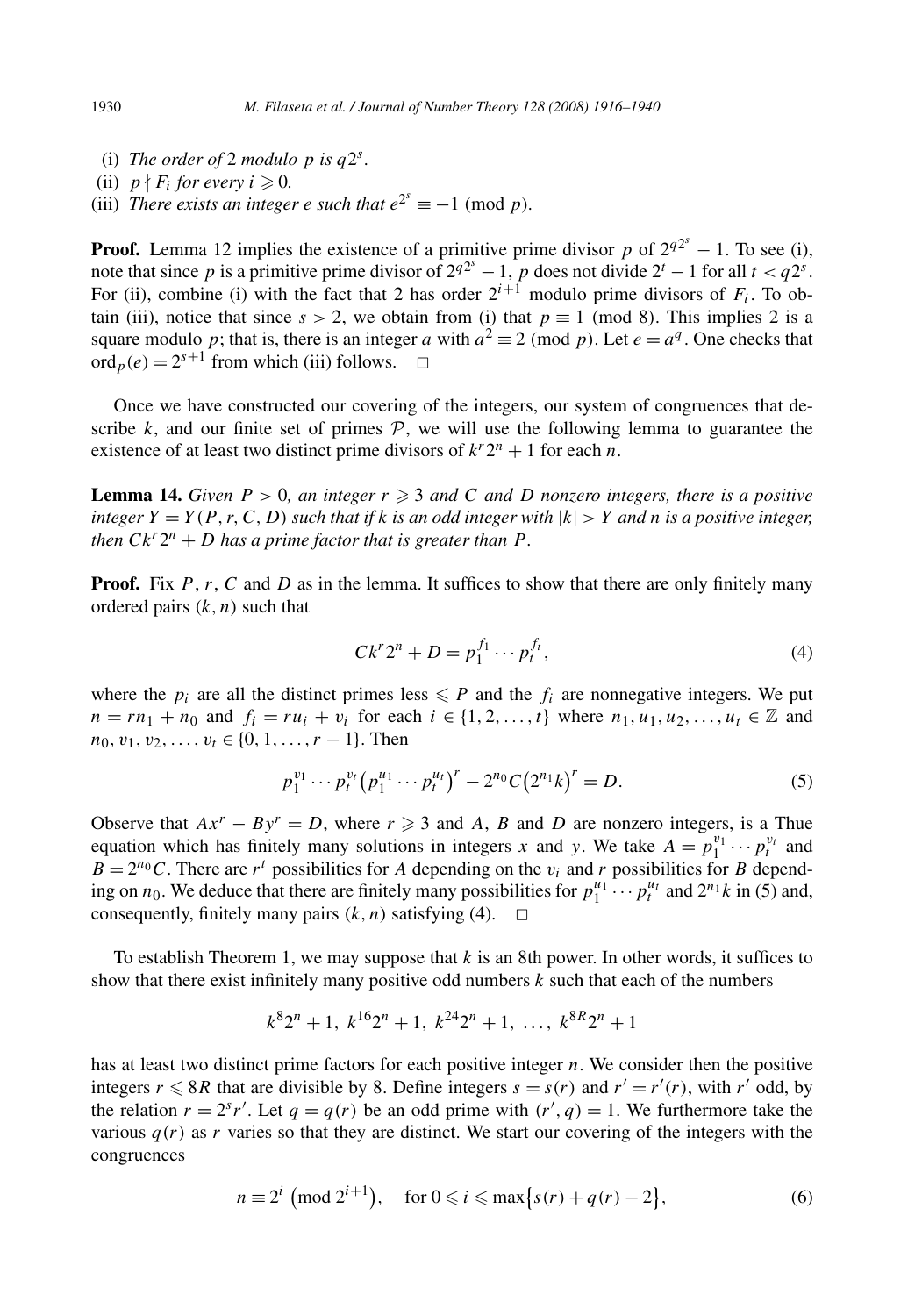(i) *The order of* 2 *modulo* $p$ *is* $q2^s$.

(ii) $p \nmid F_i$ *for every* $i \geqslant 0$.

(iii) *There exists an integer* $e$ *such that* $e^{2^s} \equiv -1 \pmod{p}$.

**Proof.** Lemma 12 implies the existence of a primitive prime divisor $p$ of $2^{q2^s} - 1$. To see (i), note that since $p$ is a primitive prime divisor of $2^{q2^s} - 1$, $p$ does not divide $2^t - 1$ for all $t < q2^s$. For (ii), combine (i) with the fact that 2 has order $2^{i+1}$ modulo prime divisors of $F_i$. To obtain (iii), notice that since $s > 2$, we obtain from (i) that $p \equiv 1 \pmod 8$. This implies 2 is a square modulo $p$; that is, there is an integer $a$ with $a^2 \equiv 2 \pmod p$. Let $e = a^q$. One checks that $\mathrm{ord}_p(e) = 2^{s+1}$ from which (iii) follows. $\square$

Once we have constructed our covering of the integers, our system of congruences that describe $k$, and our finite set of primes $\mathcal{P}$, we will use the following lemma to guarantee the existence of at least two distinct prime divisors of $k^r 2^n + 1$ for each $n$.

**Lemma 14.** *Given* $P > 0$, *an integer* $r \geqslant 3$ *and* $C$ *and* $D$ *nonzero integers, there is a positive integer* $Y = Y(P, r, C, D)$ *such that if* $k$ *is an odd integer with* $|k| > Y$ *and* $n$ *is a positive integer, then* $Ck^r 2^n + D$ *has a prime factor that is greater than* $P$.

**Proof.** Fix $P$, $r$, $C$ and $D$ as in the lemma. It suffices to show that there are only finitely many ordered pairs $(k, n)$ such that

$$Ck^r 2^n + D = p_1^{f_1} \cdots p_t^{f_t}, \tag{4}$$

where the $p_i$ are all the distinct primes less $\leqslant P$ and the $f_i$ are nonnegative integers. We put $n = rn_1 + n_0$ and $f_i = ru_i + v_i$ for each $i \in \{1, 2, \ldots, t\}$ where $n_1, u_1, u_2, \ldots, u_t \in \mathbb{Z}$ and $n_0, v_1, v_2, \ldots, v_t \in \{0, 1, \ldots, r-1\}$. Then

$$p_1^{v_1} \cdots p_t^{v_t} \left(p_1^{u_1} \cdots p_t^{u_t}\right)^r - 2^{n_0} C \left(2^{n_1} k\right)^r = D. \tag{5}$$

Observe that $Ax^r - By^r = D$, where $r \geqslant 3$ and $A$, $B$ and $D$ are nonzero integers, is a Thue equation which has finitely many solutions in integers $x$ and $y$. We take $A = p_1^{v_1} \cdots p_t^{v_t}$ and $B = 2^{n_0} C$. There are $r^t$ possibilities for $A$ depending on the $v_i$ and $r$ possibilities for $B$ depending on $n_0$. We deduce that there are finitely many possibilities for $p_1^{u_1} \cdots p_t^{u_t}$ and $2^{n_1} k$ in (5) and, consequently, finitely many pairs $(k, n)$ satisfying (4). $\square$

To establish Theorem 1, we may suppose that $k$ is an 8th power. In other words, it suffices to show that there exist infinitely many positive odd numbers $k$ such that each of the numbers

$$k^8 2^n + 1,\ k^{16} 2^n + 1,\ k^{24} 2^n + 1,\ \ldots,\ k^{8R} 2^n + 1$$

has at least two distinct prime factors for each positive integer $n$. We consider then the positive integers $r \leqslant 8R$ that are divisible by 8. Define integers $s = s(r)$ and $r' = r'(r)$, with $r'$ odd, by the relation $r = 2^s r'$. Let $q = q(r)$ be an odd prime with $(r', q) = 1$. We furthermore take the various $q(r)$ as $r$ varies so that they are distinct. We start our covering of the integers with the congruences

$$n \equiv 2^i \left(\bmod\ 2^{i+1}\right), \quad \text{for } 0 \leqslant i \leqslant \max\bigl\{s(r) + q(r) - 2\bigr\}, \tag{6}$$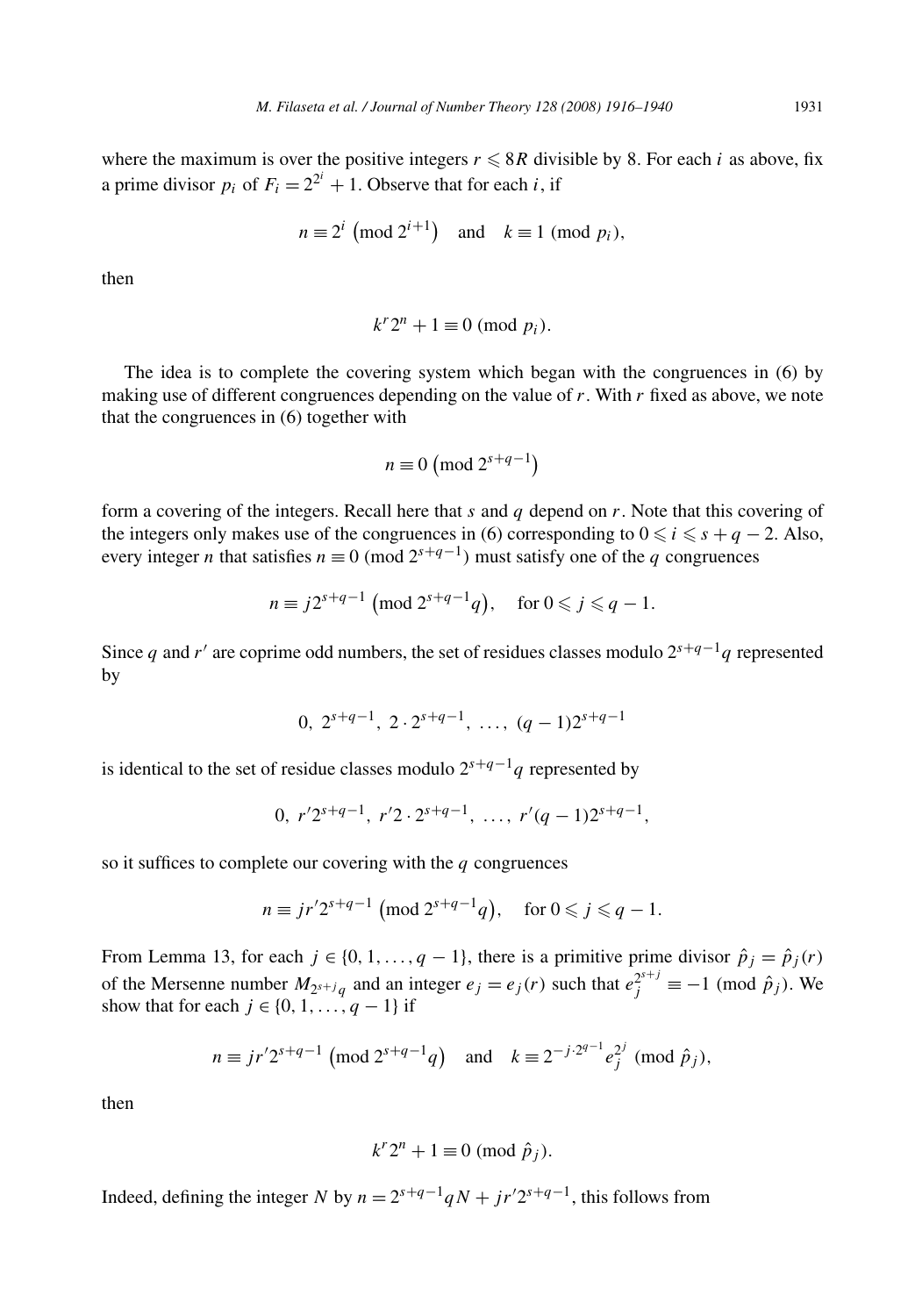where the maximum is over the positive integers $r \leqslant 8R$ divisible by 8. For each $i$ as above, fix a prime divisor $p_i$ of $F_i = 2^{2^i} + 1$. Observe that for each $i$, if

$$n \equiv 2^i \pmod{2^{i+1}} \quad \text{and} \quad k \equiv 1 \pmod{p_i},$$

then

$$k^r 2^n + 1 \equiv 0 \pmod{p_i}.$$

The idea is to complete the covering system which began with the congruences in (6) by making use of different congruences depending on the value of $r$. With $r$ fixed as above, we note that the congruences in (6) together with

$$n \equiv 0 \pmod{2^{s+q-1}}$$

form a covering of the integers. Recall here that $s$ and $q$ depend on $r$. Note that this covering of the integers only makes use of the congruences in (6) corresponding to $0 \leqslant i \leqslant s + q - 2$. Also, every integer $n$ that satisfies $n \equiv 0 \pmod{2^{s+q-1}}$ must satisfy one of the $q$ congruences

$$n \equiv j 2^{s+q-1} \pmod{2^{s+q-1} q}, \quad \text{for } 0 \leqslant j \leqslant q - 1.$$

Since $q$ and $r'$ are coprime odd numbers, the set of residues classes modulo $2^{s+q-1}q$ represented by

$$0,\ 2^{s+q-1},\ 2 \cdot 2^{s+q-1},\ \ldots,\ (q-1)2^{s+q-1}$$

is identical to the set of residue classes modulo $2^{s+q-1}q$ represented by

$$0,\ r' 2^{s+q-1},\ r' 2 \cdot 2^{s+q-1},\ \ldots,\ r'(q-1)2^{s+q-1},$$

so it suffices to complete our covering with the $q$ congruences

$$n \equiv j r' 2^{s+q-1} \pmod{2^{s+q-1} q}, \quad \text{for } 0 \leqslant j \leqslant q - 1.$$

From Lemma 13, for each $j \in \{0, 1, \ldots, q-1\}$, there is a primitive prime divisor $\hat{p}_j = \hat{p}_j(r)$ of the Mersenne number $M_{2^{s+j}q}$ and an integer $e_j = e_j(r)$ such that $e_j^{2^{s+j}} \equiv -1 \pmod{\hat{p}_j}$. We show that for each $j \in \{0, 1, \ldots, q-1\}$ if

$$n \equiv j r' 2^{s+q-1} \pmod{2^{s+q-1} q} \quad \text{and} \quad k \equiv 2^{-j \cdot 2^{q-1}} e_j^{2^j} \pmod{\hat{p}_j},$$

then

$$k^r 2^n + 1 \equiv 0 \pmod{\hat{p}_j}.$$

Indeed, defining the integer $N$ by $n = 2^{s+q-1} q N + j r' 2^{s+q-1}$, this follows from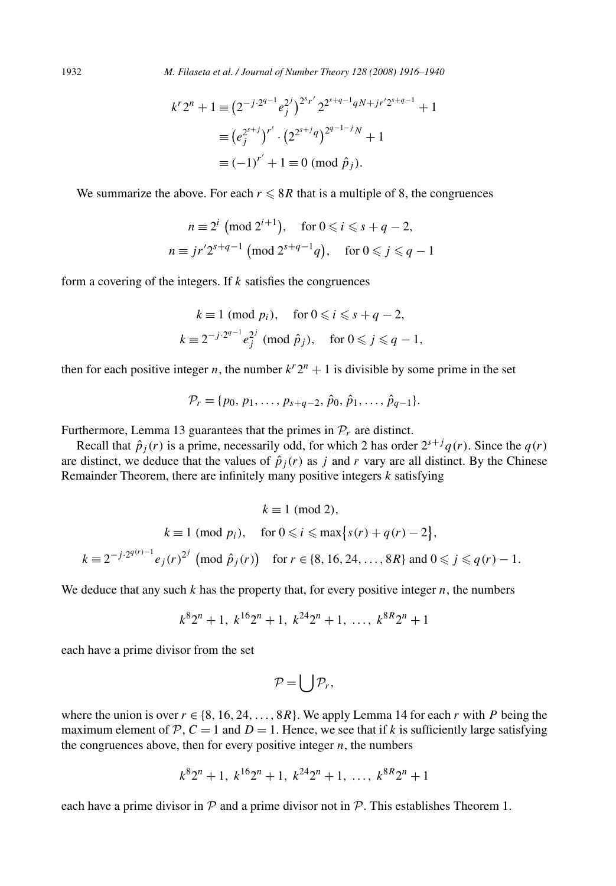$$
\begin{aligned}
k^r 2^n + 1 &\equiv \left(2^{-j\cdot 2^{q-1}} e_j^{2^j}\right)^{2^s r'} 2^{2^{s+q-1} qN + j r' 2^{s+q-1}} + 1 \\
&\equiv \left(e_j^{2^{s+j}}\right)^{r'} \cdot \left(2^{2^{s+j} q}\right)^{2^{q-1-j} N} + 1 \\
&\equiv (-1)^{r'} + 1 \equiv 0 \pmod{\hat{p}_j}.
\end{aligned}
$$

We summarize the above. For each $r \leqslant 8R$ that is a multiple of 8, the congruences

$$
\begin{aligned}
n &\equiv 2^i \pmod{2^{i+1}}, \quad \text{for } 0 \leqslant i \leqslant s+q-2, \\
n &\equiv j r' 2^{s+q-1} \pmod{2^{s+q-1} q}, \quad \text{for } 0 \leqslant j \leqslant q-1
\end{aligned}
$$

form a covering of the integers. If $k$ satisfies the congruences

$$
\begin{aligned}
k &\equiv 1 \pmod{p_i}, \quad \text{for } 0 \leqslant i \leqslant s+q-2, \\
k &\equiv 2^{-j\cdot 2^{q-1}} e_j^{2^j} \pmod{\hat{p}_j}, \quad \text{for } 0 \leqslant j \leqslant q-1,
\end{aligned}
$$

then for each positive integer $n$, the number $k^r 2^n + 1$ is divisible by some prime in the set

$$
\mathcal{P}_r = \{p_0, p_1, \ldots, p_{s+q-2}, \hat{p}_0, \hat{p}_1, \ldots, \hat{p}_{q-1}\}.
$$

Furthermore, Lemma 13 guarantees that the primes in $\mathcal{P}_r$ are distinct.

Recall that $\hat{p}_j(r)$ is a prime, necessarily odd, for which 2 has order $2^{s+j} q(r)$. Since the $q(r)$ are distinct, we deduce that the values of $\hat{p}_j(r)$ as $j$ and $r$ vary are all distinct. By the Chinese Remainder Theorem, there are infinitely many positive integers $k$ satisfying

$$
\begin{aligned}
k &\equiv 1 \pmod 2, \\
k &\equiv 1 \pmod{p_i}, \quad \text{for } 0 \leqslant i \leqslant \max\{s(r) + q(r) - 2\}, \\
k &\equiv 2^{-j\cdot 2^{q(r)-1}} e_j(r)^{2^j} \pmod{\hat{p}_j(r)} \quad \text{for } r \in \{8, 16, 24, \ldots, 8R\} \text{ and } 0 \leqslant j \leqslant q(r) - 1.
\end{aligned}
$$

We deduce that any such $k$ has the property that, for every positive integer $n$, the numbers

$$
k^8 2^n + 1,\ k^{16} 2^n + 1,\ k^{24} 2^n + 1,\ \ldots,\ k^{8R} 2^n + 1
$$

each have a prime divisor from the set

$$
\mathcal{P} = \bigcup \mathcal{P}_r,
$$

where the union is over $r \in \{8, 16, 24, \ldots, 8R\}$. We apply Lemma 14 for each $r$ with $P$ being the maximum element of $\mathcal{P}$, $C = 1$ and $D = 1$. Hence, we see that if $k$ is sufficiently large satisfying the congruences above, then for every positive integer $n$, the numbers

$$
k^8 2^n + 1,\ k^{16} 2^n + 1,\ k^{24} 2^n + 1,\ \ldots,\ k^{8R} 2^n + 1
$$

each have a prime divisor in $\mathcal{P}$ and a prime divisor not in $\mathcal{P}$. This establishes Theorem 1.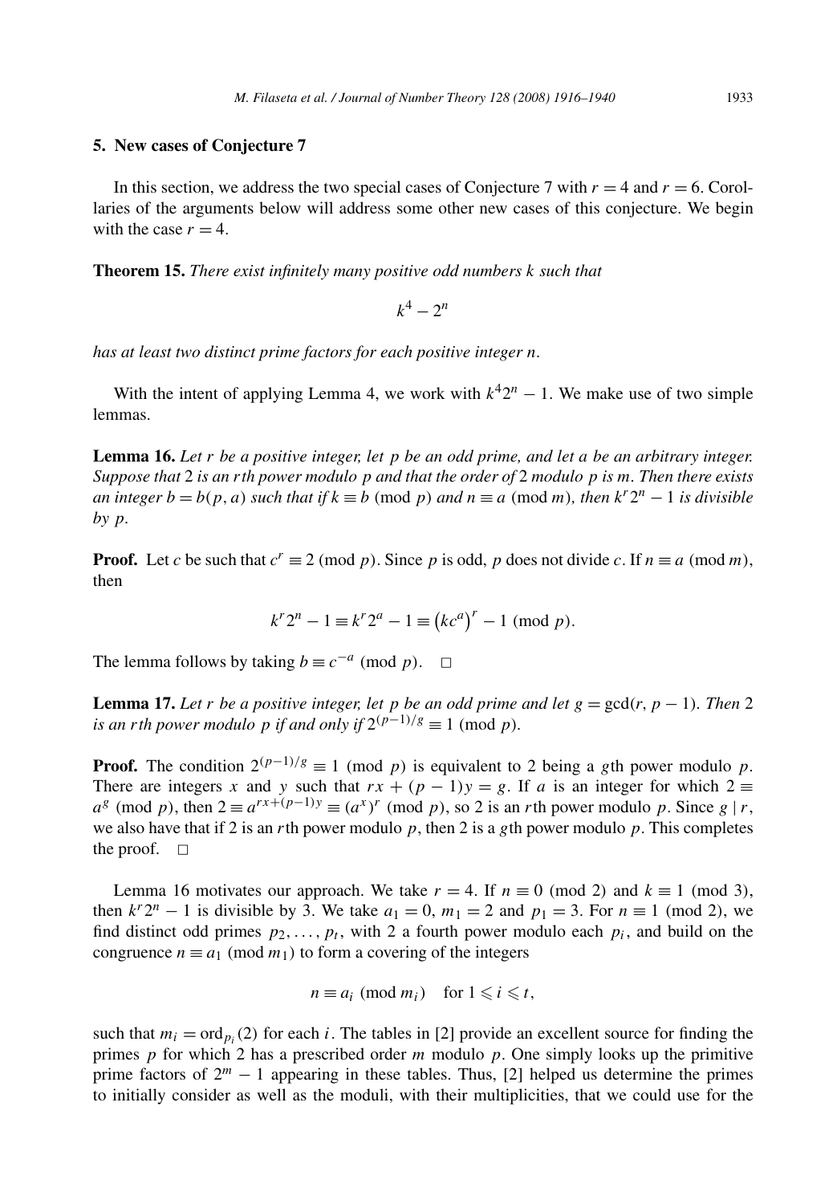## 5. New cases of Conjecture 7

In this section, we address the two special cases of Conjecture 7 with $r = 4$ and $r = 6$. Corollaries of the arguments below will address some other new cases of this conjecture. We begin with the case $r = 4$.

**Theorem 15.** *There exist infinitely many positive odd numbers $k$ such that*

$$k^4 - 2^n$$

*has at least two distinct prime factors for each positive integer $n$.*

With the intent of applying Lemma 4, we work with $k^4 2^n - 1$. We make use of two simple lemmas.

**Lemma 16.** *Let $r$ be a positive integer, let $p$ be an odd prime, and let $a$ be an arbitrary integer. Suppose that 2 is an $r$th power modulo $p$ and that the order of 2 modulo $p$ is $m$. Then there exists an integer $b = b(p, a)$ such that if $k \equiv b \pmod{p}$ and $n \equiv a \pmod{m}$, then $k^r 2^n - 1$ is divisible by $p$.*

**Proof.** Let $c$ be such that $c^r \equiv 2 \pmod{p}$. Since $p$ is odd, $p$ does not divide $c$. If $n \equiv a \pmod{m}$, then

$$k^r 2^n - 1 \equiv k^r 2^a - 1 \equiv \left(kc^a\right)^r - 1 \pmod{p}.$$

The lemma follows by taking $b \equiv c^{-a} \pmod{p}$. $\square$

**Lemma 17.** *Let $r$ be a positive integer, let $p$ be an odd prime and let $g = \gcd(r, p-1)$. Then 2 is an $r$th power modulo $p$ if and only if $2^{(p-1)/g} \equiv 1 \pmod{p}$.*

**Proof.** The condition $2^{(p-1)/g} \equiv 1 \pmod{p}$ is equivalent to 2 being a $g$th power modulo $p$. There are integers $x$ and $y$ such that $rx + (p-1)y = g$. If $a$ is an integer for which $2 \equiv a^g \pmod{p}$, then $2 \equiv a^{rx+(p-1)y} \equiv (a^x)^r \pmod{p}$, so 2 is an $r$th power modulo $p$. Since $g \mid r$, we also have that if 2 is an $r$th power modulo $p$, then 2 is a $g$th power modulo $p$. This completes the proof. $\square$

Lemma 16 motivates our approach. We take $r = 4$. If $n \equiv 0 \pmod{2}$ and $k \equiv 1 \pmod{3}$, then $k^r 2^n - 1$ is divisible by 3. We take $a_1 = 0$, $m_1 = 2$ and $p_1 = 3$. For $n \equiv 1 \pmod{2}$, we find distinct odd primes $p_2, \ldots, p_t$, with 2 a fourth power modulo each $p_i$, and build on the congruence $n \equiv a_1 \pmod{m_1}$ to form a covering of the integers

$$n \equiv a_i \pmod{m_i} \quad \text{for } 1 \leqslant i \leqslant t,$$

such that $m_i = \operatorname{ord}_{p_i}(2)$ for each $i$. The tables in [2] provide an excellent source for finding the primes $p$ for which 2 has a prescribed order $m$ modulo $p$. One simply looks up the primitive prime factors of $2^m - 1$ appearing in these tables. Thus, [2] helped us determine the primes to initially consider as well as the moduli, with their multiplicities, that we could use for the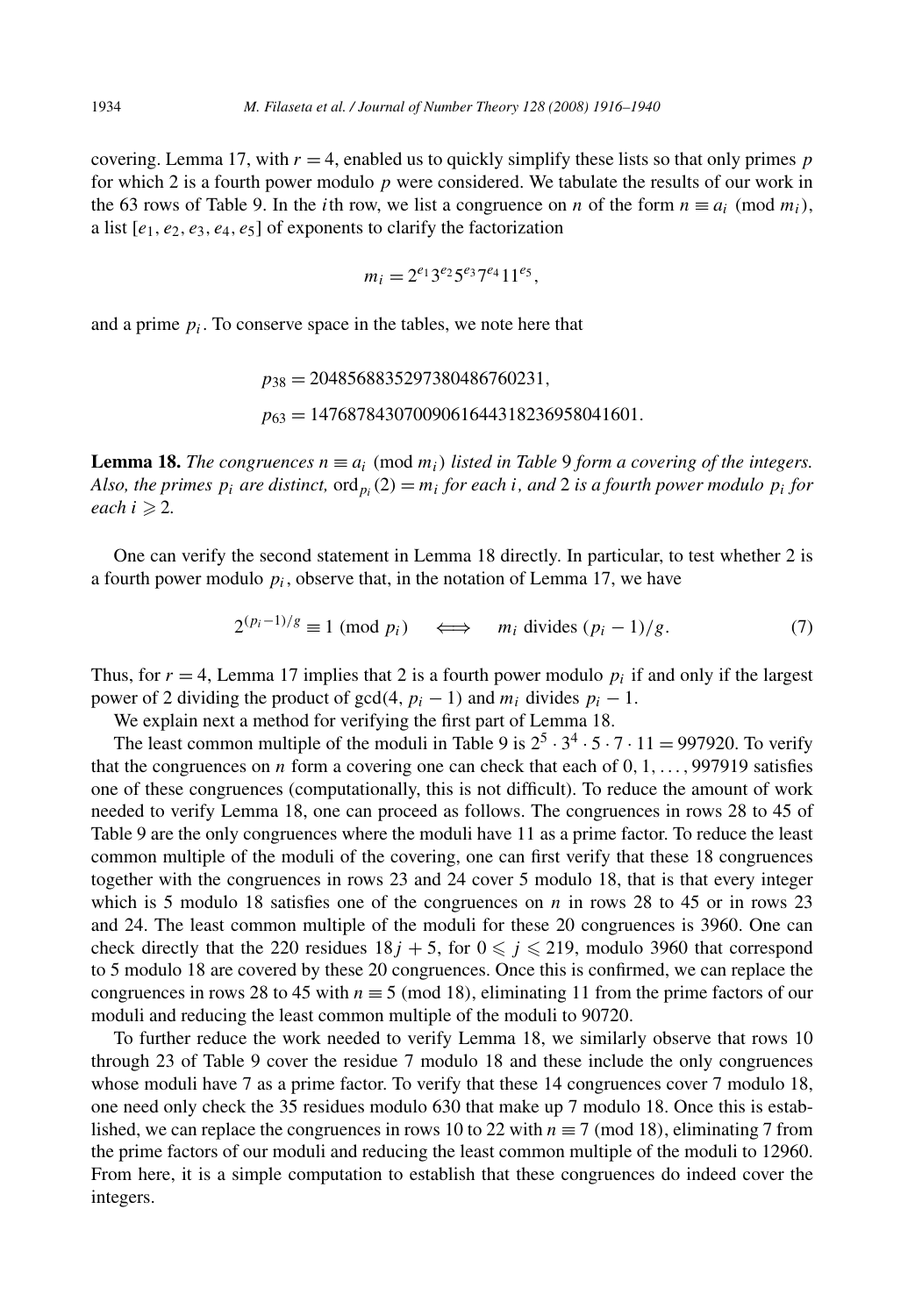covering. Lemma 17, with $r = 4$, enabled us to quickly simplify these lists so that only primes $p$ for which 2 is a fourth power modulo $p$ were considered. We tabulate the results of our work in the 63 rows of Table 9. In the $i$th row, we list a congruence on $n$ of the form $n \equiv a_i \pmod{m_i}$, a list $[e_1, e_2, e_3, e_4, e_5]$ of exponents to clarify the factorization

$$m_i = 2^{e_1} 3^{e_2} 5^{e_3} 7^{e_4} 11^{e_5},$$

and a prime $p_i$. To conserve space in the tables, we note here that

$$p_{38} = 2048568835297380486760231,$$

$$p_{63} = 1476878430700906164431823695 8041601.$$

**Lemma 18.** *The congruences $n \equiv a_i \pmod{m_i}$ listed in Table 9 form a covering of the integers. Also, the primes $p_i$ are distinct, $\operatorname{ord}_{p_i}(2) = m_i$ for each $i$, and 2 is a fourth power modulo $p_i$ for each $i \geqslant 2$.*

One can verify the second statement in Lemma 18 directly. In particular, to test whether 2 is a fourth power modulo $p_i$, observe that, in the notation of Lemma 17, we have

$$2^{(p_i-1)/g} \equiv 1 \pmod{p_i} \quad \Longleftrightarrow \quad m_i \text{ divides } (p_i - 1)/g. \tag{7}$$

Thus, for $r = 4$, Lemma 17 implies that 2 is a fourth power modulo $p_i$ if and only if the largest power of 2 dividing the product of $\gcd(4, p_i - 1)$ and $m_i$ divides $p_i - 1$.

We explain next a method for verifying the first part of Lemma 18.

The least common multiple of the moduli in Table 9 is $2^5 \cdot 3^4 \cdot 5 \cdot 7 \cdot 11 = 997920$. To verify that the congruences on $n$ form a covering one can check that each of $0, 1, \ldots, 997919$ satisfies one of these congruences (computationally, this is not difficult). To reduce the amount of work needed to verify Lemma 18, one can proceed as follows. The congruences in rows 28 to 45 of Table 9 are the only congruences where the moduli have 11 as a prime factor. To reduce the least common multiple of the moduli of the covering, one can first verify that these 18 congruences together with the congruences in rows 23 and 24 cover 5 modulo 18, that is that every integer which is 5 modulo 18 satisfies one of the congruences on $n$ in rows 28 to 45 or in rows 23 and 24. The least common multiple of the moduli for these 20 congruences is 3960. One can check directly that the 220 residues $18j + 5$, for $0 \leqslant j \leqslant 219$, modulo 3960 that correspond to 5 modulo 18 are covered by these 20 congruences. Once this is confirmed, we can replace the congruences in rows 28 to 45 with $n \equiv 5 \pmod{18}$, eliminating 11 from the prime factors of our moduli and reducing the least common multiple of the moduli to 90720.

To further reduce the work needed to verify Lemma 18, we similarly observe that rows 10 through 23 of Table 9 cover the residue 7 modulo 18 and these include the only congruences whose moduli have 7 as a prime factor. To verify that these 14 congruences cover 7 modulo 18, one need only check the 35 residues modulo 630 that make up 7 modulo 18. Once this is established, we can replace the congruences in rows 10 to 22 with $n \equiv 7 \pmod{18}$, eliminating 7 from the prime factors of our moduli and reducing the least common multiple of the moduli to 12960. From here, it is a simple computation to establish that these congruences do indeed cover the integers.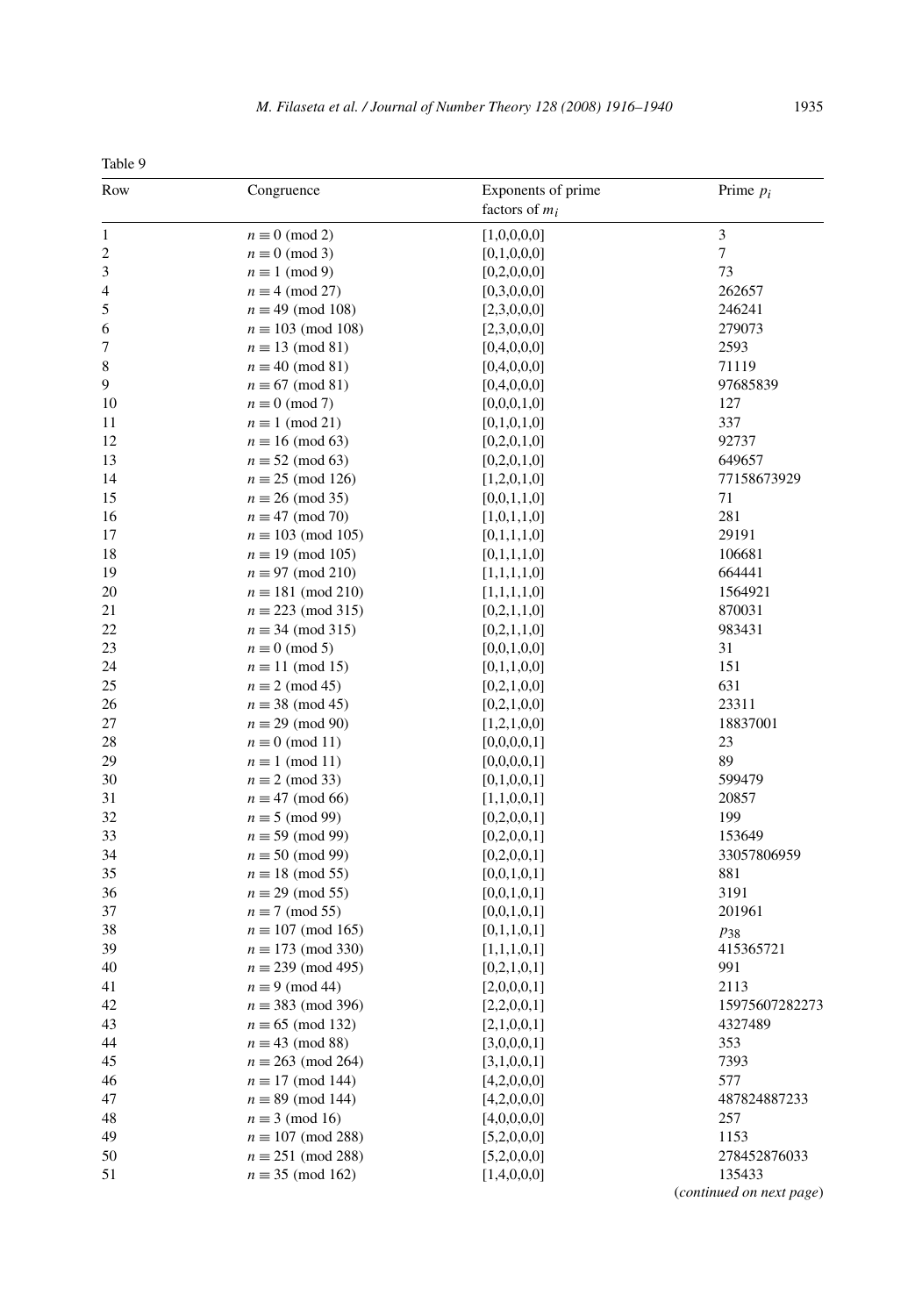Table 9

| Row | Congruence | Exponents of prime factors of $m_i$ | Prime $p_i$ |
|---|---|---|---|
| 1 | $n \equiv 0 \pmod{2}$ | [1,0,0,0,0] | 3 |
| 2 | $n \equiv 0 \pmod{3}$ | [0,1,0,0,0] | 7 |
| 3 | $n \equiv 1 \pmod{9}$ | [0,2,0,0,0] | 73 |
| 4 | $n \equiv 4 \pmod{27}$ | [0,3,0,0,0] | 262657 |
| 5 | $n \equiv 49 \pmod{108}$ | [2,3,0,0,0] | 246241 |
| 6 | $n \equiv 103 \pmod{108}$ | [2,3,0,0,0] | 279073 |
| 7 | $n \equiv 13 \pmod{81}$ | [0,4,0,0,0] | 2593 |
| 8 | $n \equiv 40 \pmod{81}$ | [0,4,0,0,0] | 71119 |
| 9 | $n \equiv 67 \pmod{81}$ | [0,4,0,0,0] | 97685839 |
| 10 | $n \equiv 0 \pmod{7}$ | [0,0,0,1,0] | 127 |
| 11 | $n \equiv 1 \pmod{21}$ | [0,1,0,1,0] | 337 |
| 12 | $n \equiv 16 \pmod{63}$ | [0,2,0,1,0] | 92737 |
| 13 | $n \equiv 52 \pmod{63}$ | [0,2,0,1,0] | 649657 |
| 14 | $n \equiv 25 \pmod{126}$ | [1,2,0,1,0] | 77158673929 |
| 15 | $n \equiv 26 \pmod{35}$ | [0,0,1,1,0] | 71 |
| 16 | $n \equiv 47 \pmod{70}$ | [1,0,1,1,0] | 281 |
| 17 | $n \equiv 103 \pmod{105}$ | [0,1,1,1,0] | 29191 |
| 18 | $n \equiv 19 \pmod{105}$ | [0,1,1,1,0] | 106681 |
| 19 | $n \equiv 97 \pmod{210}$ | [1,1,1,1,0] | 664441 |
| 20 | $n \equiv 181 \pmod{210}$ | [1,1,1,1,0] | 1564921 |
| 21 | $n \equiv 223 \pmod{315}$ | [0,2,1,1,0] | 870031 |
| 22 | $n \equiv 34 \pmod{315}$ | [0,2,1,1,0] | 983431 |
| 23 | $n \equiv 0 \pmod{5}$ | [0,0,1,0,0] | 31 |
| 24 | $n \equiv 11 \pmod{15}$ | [0,1,1,0,0] | 151 |
| 25 | $n \equiv 2 \pmod{45}$ | [0,2,1,0,0] | 631 |
| 26 | $n \equiv 38 \pmod{45}$ | [0,2,1,0,0] | 23311 |
| 27 | $n \equiv 29 \pmod{90}$ | [1,2,1,0,0] | 18837001 |
| 28 | $n \equiv 0 \pmod{11}$ | [0,0,0,0,1] | 23 |
| 29 | $n \equiv 1 \pmod{11}$ | [0,0,0,0,1] | 89 |
| 30 | $n \equiv 2 \pmod{33}$ | [0,1,0,0,1] | 599479 |
| 31 | $n \equiv 47 \pmod{66}$ | [1,1,0,0,1] | 20857 |
| 32 | $n \equiv 5 \pmod{99}$ | [0,2,0,0,1] | 199 |
| 33 | $n \equiv 59 \pmod{99}$ | [0,2,0,0,1] | 153649 |
| 34 | $n \equiv 50 \pmod{99}$ | [0,2,0,0,1] | 33057806959 |
| 35 | $n \equiv 18 \pmod{55}$ | [0,0,1,0,1] | 881 |
| 36 | $n \equiv 29 \pmod{55}$ | [0,0,1,0,1] | 3191 |
| 37 | $n \equiv 7 \pmod{55}$ | [0,0,1,0,1] | 201961 |
| 38 | $n \equiv 107 \pmod{165}$ | [0,1,1,0,1] | $p_{38}$ |
| 39 | $n \equiv 173 \pmod{330}$ | [1,1,1,0,1] | 415365721 |
| 40 | $n \equiv 239 \pmod{495}$ | [0,2,1,0,1] | 991 |
| 41 | $n \equiv 9 \pmod{44}$ | [2,0,0,0,1] | 2113 |
| 42 | $n \equiv 383 \pmod{396}$ | [2,2,0,0,1] | 15975607282273 |
| 43 | $n \equiv 65 \pmod{132}$ | [2,1,0,0,1] | 4327489 |
| 44 | $n \equiv 43 \pmod{88}$ | [3,0,0,0,1] | 353 |
| 45 | $n \equiv 263 \pmod{264}$ | [3,1,0,0,1] | 7393 |
| 46 | $n \equiv 17 \pmod{144}$ | [4,2,0,0,0] | 577 |
| 47 | $n \equiv 89 \pmod{144}$ | [4,2,0,0,0] | 487824887233 |
| 48 | $n \equiv 3 \pmod{16}$ | [4,0,0,0,0] | 257 |
| 49 | $n \equiv 107 \pmod{288}$ | [5,2,0,0,0] | 1153 |
| 50 | $n \equiv 251 \pmod{288}$ | [5,2,0,0,0] | 278452876033 |
| 51 | $n \equiv 35 \pmod{162}$ | [1,4,0,0,0] | 135433 |

(*continued on next page*)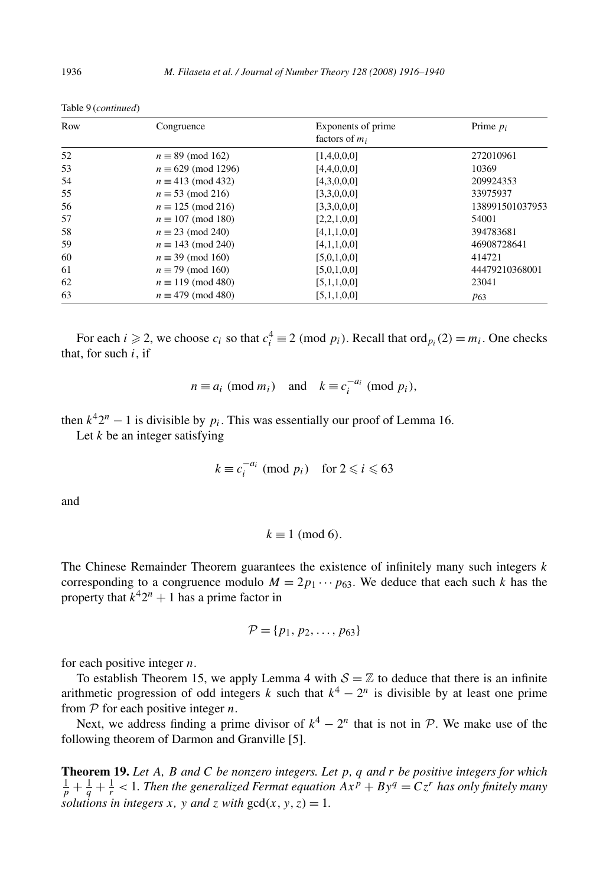Table 9 (*continued*)

| Row | Congruence | Exponents of prime factors of $m_i$ | Prime $p_i$ |
|---|---|---|---|
| 52 | $n \equiv 89 \pmod{162}$ | [1,4,0,0,0] | 272010961 |
| 53 | $n \equiv 629 \pmod{1296}$ | [4,4,0,0,0] | 10369 |
| 54 | $n \equiv 413 \pmod{432}$ | [4,3,0,0,0] | 209924353 |
| 55 | $n \equiv 53 \pmod{216}$ | [3,3,0,0,0] | 33975937 |
| 56 | $n \equiv 125 \pmod{216}$ | [3,3,0,0,0] | 138991501037953 |
| 57 | $n \equiv 107 \pmod{180}$ | [2,2,1,0,0] | 54001 |
| 58 | $n \equiv 23 \pmod{240}$ | [4,1,1,0,0] | 394783681 |
| 59 | $n \equiv 143 \pmod{240}$ | [4,1,1,0,0] | 46908728641 |
| 60 | $n \equiv 39 \pmod{160}$ | [5,0,1,0,0] | 414721 |
| 61 | $n \equiv 79 \pmod{160}$ | [5,0,1,0,0] | 44479210368001 |
| 62 | $n \equiv 119 \pmod{480}$ | [5,1,1,0,0] | 23041 |
| 63 | $n \equiv 479 \pmod{480}$ | [5,1,1,0,0] | $p_{63}$ |

For each $i \geqslant 2$, we choose $c_i$ so that $c_i^4 \equiv 2 \pmod{p_i}$. Recall that $\operatorname{ord}_{p_i}(2) = m_i$. One checks that, for such $i$, if

$$n \equiv a_i \pmod{m_i} \quad \text{and} \quad k \equiv c_i^{-a_i} \pmod{p_i},$$

then $k^4 2^n - 1$ is divisible by $p_i$. This was essentially our proof of Lemma 16.

Let $k$ be an integer satisfying

$$k \equiv c_i^{-a_i} \pmod{p_i} \quad \text{for } 2 \leqslant i \leqslant 63$$

and

$$k \equiv 1 \pmod 6.$$

The Chinese Remainder Theorem guarantees the existence of infinitely many such integers $k$ corresponding to a congruence modulo $M = 2p_1 \cdots p_{63}$. We deduce that each such $k$ has the property that $k^4 2^n + 1$ has a prime factor in

$$\mathcal{P} = \{p_1, p_2, \ldots, p_{63}\}$$

for each positive integer $n$.

To establish Theorem 15, we apply Lemma 4 with $\mathcal{S} = \mathbb{Z}$ to deduce that there is an infinite arithmetic progression of odd integers $k$ such that $k^4 - 2^n$ is divisible by at least one prime from $\mathcal{P}$ for each positive integer $n$.

Next, we address finding a prime divisor of $k^4 - 2^n$ that is not in $\mathcal{P}$. We make use of the following theorem of Darmon and Granville [5].

**Theorem 19.** *Let $A$, $B$ and $C$ be nonzero integers. Let $p$, $q$ and $r$ be positive integers for which $\frac{1}{p} + \frac{1}{q} + \frac{1}{r} < 1$. Then the generalized Fermat equation $Ax^p + By^q = Cz^r$ has only finitely many solutions in integers $x$, $y$ and $z$ with $\gcd(x, y, z) = 1$.*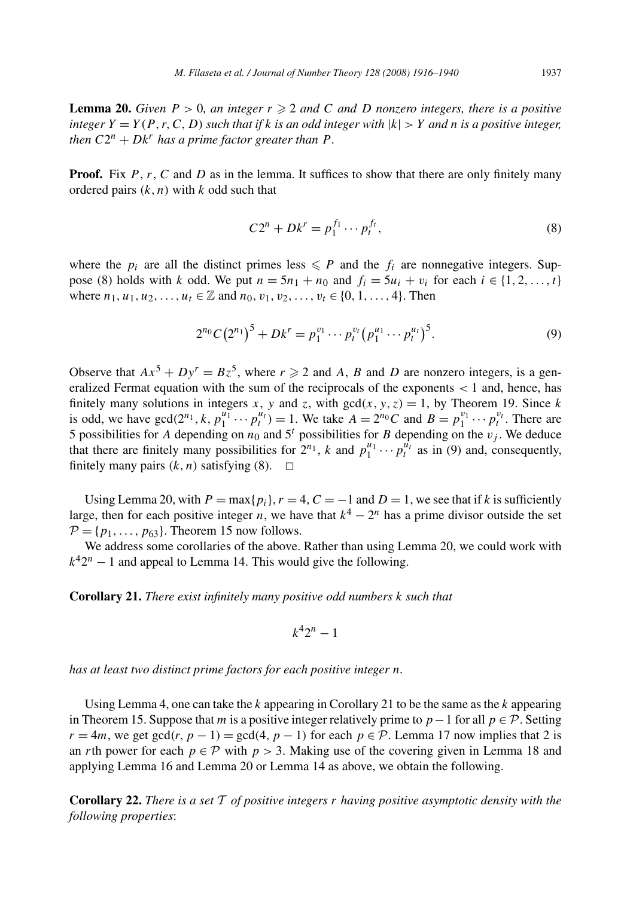**Lemma 20.** *Given $P > 0$, an integer $r \geqslant 2$ and $C$ and $D$ nonzero integers, there is a positive integer $Y = Y(P, r, C, D)$ such that if $k$ is an odd integer with $|k| > Y$ and $n$ is a positive integer, then $C2^n + Dk^r$ has a prime factor greater than $P$.*

**Proof.** Fix $P$, $r$, $C$ and $D$ as in the lemma. It suffices to show that there are only finitely many ordered pairs $(k, n)$ with $k$ odd such that

$$C2^n + Dk^r = p_1^{f_1} \cdots p_t^{f_t}, \tag{8}$$

where the $p_i$ are all the distinct primes less $\leqslant P$ and the $f_i$ are nonnegative integers. Suppose (8) holds with $k$ odd. We put $n = 5n_1 + n_0$ and $f_i = 5u_i + v_i$ for each $i \in \{1, 2, \ldots, t\}$ where $n_1, u_1, u_2, \ldots, u_t \in \mathbb{Z}$ and $n_0, v_1, v_2, \ldots, v_t \in \{0, 1, \ldots, 4\}$. Then

$$2^{n_0} C\left(2^{n_1}\right)^5 + Dk^r = p_1^{v_1} \cdots p_t^{v_t}\left(p_1^{u_1} \cdots p_t^{u_t}\right)^5. \tag{9}$$

Observe that $Ax^5 + Dy^r = Bz^5$, where $r \geqslant 2$ and $A$, $B$ and $D$ are nonzero integers, is a generalized Fermat equation with the sum of the reciprocals of the exponents $< 1$ and, hence, has finitely many solutions in integers $x$, $y$ and $z$, with $\gcd(x, y, z) = 1$, by Theorem 19. Since $k$ is odd, we have $\gcd(2^{n_1}, k, p_1^{u_1} \cdots p_t^{u_t}) = 1$. We take $A = 2^{n_0}C$ and $B = p_1^{v_1} \cdots p_t^{v_t}$. There are 5 possibilities for $A$ depending on $n_0$ and $5^t$ possibilities for $B$ depending on the $v_j$. We deduce that there are finitely many possibilities for $2^{n_1}$, $k$ and $p_1^{u_1} \cdots p_t^{u_t}$ as in (9) and, consequently, finitely many pairs $(k, n)$ satisfying (8). $\square$

Using Lemma 20, with $P = \max\{p_i\}$, $r = 4$, $C = -1$ and $D = 1$, we see that if $k$ is sufficiently large, then for each positive integer $n$, we have that $k^4 - 2^n$ has a prime divisor outside the set $\mathcal{P} = \{p_1, \ldots, p_{63}\}$. Theorem 15 now follows.

We address some corollaries of the above. Rather than using Lemma 20, we could work with $k^4 2^n - 1$ and appeal to Lemma 14. This would give the following.

**Corollary 21.** *There exist infinitely many positive odd numbers $k$ such that*

$$k^4 2^n - 1$$

*has at least two distinct prime factors for each positive integer $n$.*

Using Lemma 4, one can take the $k$ appearing in Corollary 21 to be the same as the $k$ appearing in Theorem 15. Suppose that $m$ is a positive integer relatively prime to $p-1$ for all $p \in \mathcal{P}$. Setting $r = 4m$, we get $\gcd(r, p-1) = \gcd(4, p-1)$ for each $p \in \mathcal{P}$. Lemma 17 now implies that 2 is an $r$th power for each $p \in \mathcal{P}$ with $p > 3$. Making use of the covering given in Lemma 18 and applying Lemma 16 and Lemma 20 or Lemma 14 as above, we obtain the following.

**Corollary 22.** *There is a set $\mathcal{T}$ of positive integers $r$ having positive asymptotic density with the following properties*: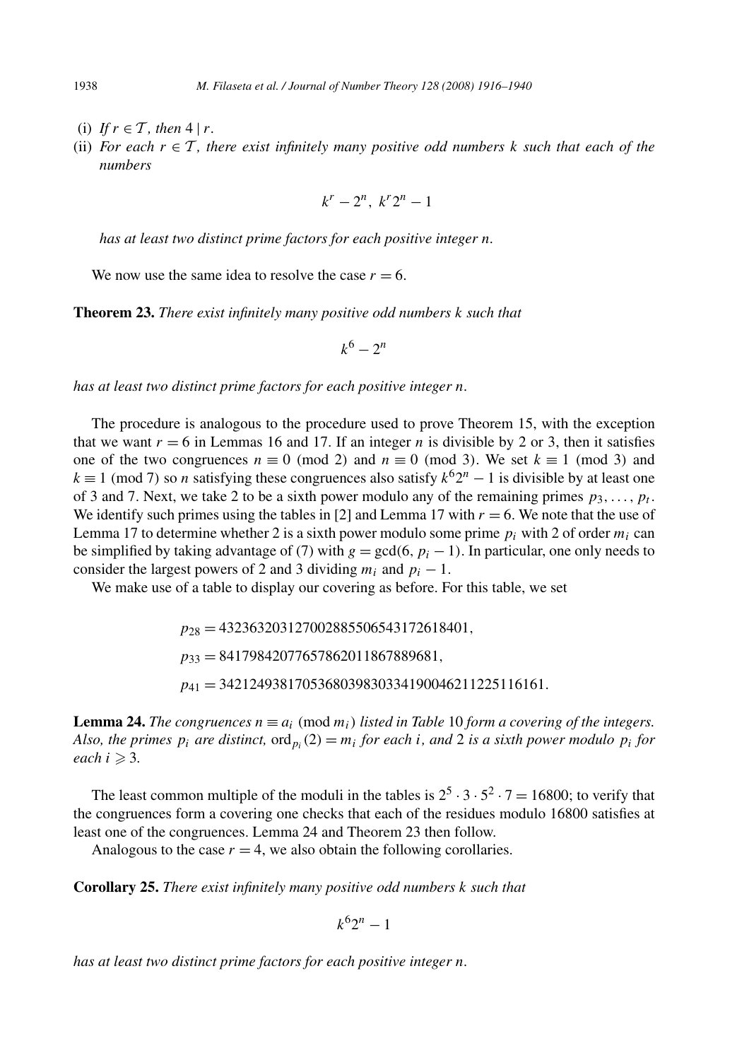(i) *If $r \in \mathcal{T}$, then $4 \mid r$.*

(ii) *For each $r \in \mathcal{T}$, there exist infinitely many positive odd numbers $k$ such that each of the numbers*

$$k^r - 2^n,\ k^r 2^n - 1$$

*has at least two distinct prime factors for each positive integer $n$.*

We now use the same idea to resolve the case $r = 6$.

**Theorem 23.** *There exist infinitely many positive odd numbers $k$ such that*

$$k^6 - 2^n$$

*has at least two distinct prime factors for each positive integer $n$.*

The procedure is analogous to the procedure used to prove Theorem 15, with the exception that we want $r = 6$ in Lemmas 16 and 17. If an integer $n$ is divisible by 2 or 3, then it satisfies one of the two congruences $n \equiv 0 \pmod 2$ and $n \equiv 0 \pmod 3$. We set $k \equiv 1 \pmod 3$ and $k \equiv 1 \pmod 7$ so $n$ satisfying these congruences also satisfy $k^6 2^n - 1$ is divisible by at least one of 3 and 7. Next, we take 2 to be a sixth power modulo any of the remaining primes $p_3, \ldots, p_t$. We identify such primes using the tables in [2] and Lemma 17 with $r = 6$. We note that the use of Lemma 17 to determine whether 2 is a sixth power modulo some prime $p_i$ with 2 of order $m_i$ can be simplified by taking advantage of (7) with $g = \gcd(6, p_i - 1)$. In particular, one only needs to consider the largest powers of 2 and 3 dividing $m_i$ and $p_i - 1$.

We make use of a table to display our covering as before. For this table, we set

$$p_{28} = 4323632031270028855065431726 18401,$$
$$p_{33} = 841798420776578620118678896 81,$$
$$p_{41} = 342124938170536803983033419004621122 5116161.$$

**Lemma 24.** *The congruences $n \equiv a_i \pmod{m_i}$ listed in Table 10 form a covering of the integers. Also, the primes $p_i$ are distinct, $\mathrm{ord}_{p_i}(2) = m_i$ for each $i$, and 2 is a sixth power modulo $p_i$ for each $i \geqslant 3$.*

The least common multiple of the moduli in the tables is $2^5 \cdot 3 \cdot 5^2 \cdot 7 = 16800$; to verify that the congruences form a covering one checks that each of the residues modulo 16800 satisfies at least one of the congruences. Lemma 24 and Theorem 23 then follow.

Analogous to the case $r = 4$, we also obtain the following corollaries.

**Corollary 25.** *There exist infinitely many positive odd numbers $k$ such that*

$$k^6 2^n - 1$$

*has at least two distinct prime factors for each positive integer $n$.*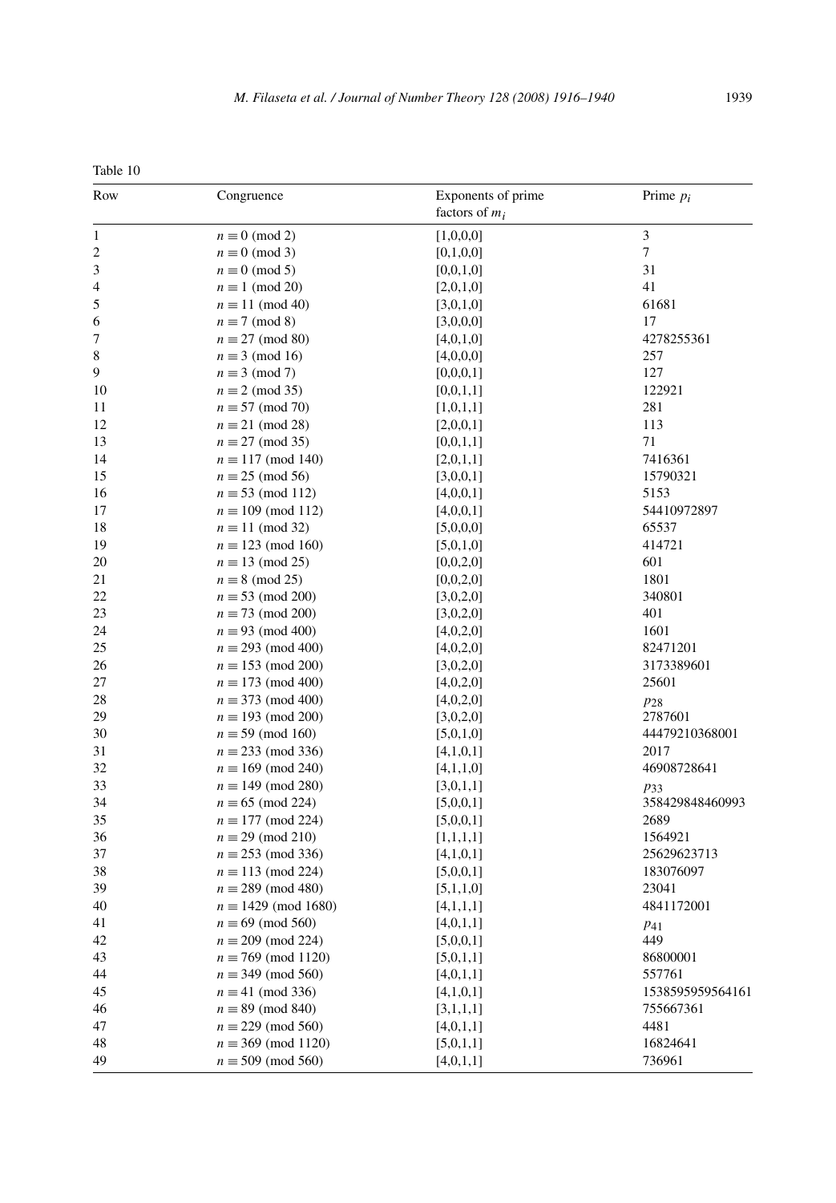Table 10

| Row | Congruence | Exponents of prime factors of $m_i$ | Prime $p_i$ |
|---|---|---|---|
| 1 | $n \equiv 0 \pmod 2$ | [1,0,0,0] | 3 |
| 2 | $n \equiv 0 \pmod 3$ | [0,1,0,0] | 7 |
| 3 | $n \equiv 0 \pmod 5$ | [0,0,1,0] | 31 |
| 4 | $n \equiv 1 \pmod{20}$ | [2,0,1,0] | 41 |
| 5 | $n \equiv 11 \pmod{40}$ | [3,0,1,0] | 61681 |
| 6 | $n \equiv 7 \pmod 8$ | [3,0,0,0] | 17 |
| 7 | $n \equiv 27 \pmod{80}$ | [4,0,1,0] | 4278255361 |
| 8 | $n \equiv 3 \pmod{16}$ | [4,0,0,0] | 257 |
| 9 | $n \equiv 3 \pmod 7$ | [0,0,0,1] | 127 |
| 10 | $n \equiv 2 \pmod{35}$ | [0,0,1,1] | 122921 |
| 11 | $n \equiv 57 \pmod{70}$ | [1,0,1,1] | 281 |
| 12 | $n \equiv 21 \pmod{28}$ | [2,0,0,1] | 113 |
| 13 | $n \equiv 27 \pmod{35}$ | [0,0,1,1] | 71 |
| 14 | $n \equiv 117 \pmod{140}$ | [2,0,1,1] | 7416361 |
| 15 | $n \equiv 25 \pmod{56}$ | [3,0,0,1] | 15790321 |
| 16 | $n \equiv 53 \pmod{112}$ | [4,0,0,1] | 5153 |
| 17 | $n \equiv 109 \pmod{112}$ | [4,0,0,1] | 54410972897 |
| 18 | $n \equiv 11 \pmod{32}$ | [5,0,0,0] | 65537 |
| 19 | $n \equiv 123 \pmod{160}$ | [5,0,1,0] | 414721 |
| 20 | $n \equiv 13 \pmod{25}$ | [0,0,2,0] | 601 |
| 21 | $n \equiv 8 \pmod{25}$ | [0,0,2,0] | 1801 |
| 22 | $n \equiv 53 \pmod{200}$ | [3,0,2,0] | 340801 |
| 23 | $n \equiv 73 \pmod{200}$ | [3,0,2,0] | 401 |
| 24 | $n \equiv 93 \pmod{400}$ | [4,0,2,0] | 1601 |
| 25 | $n \equiv 293 \pmod{400}$ | [4,0,2,0] | 82471201 |
| 26 | $n \equiv 153 \pmod{200}$ | [3,0,2,0] | 3173389601 |
| 27 | $n \equiv 173 \pmod{400}$ | [4,0,2,0] | 25601 |
| 28 | $n \equiv 373 \pmod{400}$ | [4,0,2,0] | $p_{28}$ |
| 29 | $n \equiv 193 \pmod{200}$ | [3,0,2,0] | 2787601 |
| 30 | $n \equiv 59 \pmod{160}$ | [5,0,1,0] | 44479210368001 |
| 31 | $n \equiv 233 \pmod{336}$ | [4,1,0,1] | 2017 |
| 32 | $n \equiv 169 \pmod{240}$ | [4,1,1,0] | 46908728641 |
| 33 | $n \equiv 149 \pmod{280}$ | [3,0,1,1] | $p_{33}$ |
| 34 | $n \equiv 65 \pmod{224}$ | [5,0,0,1] | 358429848460993 |
| 35 | $n \equiv 177 \pmod{224}$ | [5,0,0,1] | 2689 |
| 36 | $n \equiv 29 \pmod{210}$ | [1,1,1,1] | 1564921 |
| 37 | $n \equiv 253 \pmod{336}$ | [4,1,0,1] | 25629623713 |
| 38 | $n \equiv 113 \pmod{224}$ | [5,0,0,1] | 183076097 |
| 39 | $n \equiv 289 \pmod{480}$ | [5,1,1,0] | 23041 |
| 40 | $n \equiv 1429 \pmod{1680}$ | [4,1,1,1] | 4841172001 |
| 41 | $n \equiv 69 \pmod{560}$ | [4,0,1,1] | $p_{41}$ |
| 42 | $n \equiv 209 \pmod{224}$ | [5,0,0,1] | 449 |
| 43 | $n \equiv 769 \pmod{1120}$ | [5,0,1,1] | 86800001 |
| 44 | $n \equiv 349 \pmod{560}$ | [4,0,1,1] | 557761 |
| 45 | $n \equiv 41 \pmod{336}$ | [4,1,0,1] | 1538595959564161 |
| 46 | $n \equiv 89 \pmod{840}$ | [3,1,1,1] | 755667361 |
| 47 | $n \equiv 229 \pmod{560}$ | [4,0,1,1] | 4481 |
| 48 | $n \equiv 369 \pmod{1120}$ | [5,0,1,1] | 16824641 |
| 49 | $n \equiv 509 \pmod{560}$ | [4,0,1,1] | 736961 |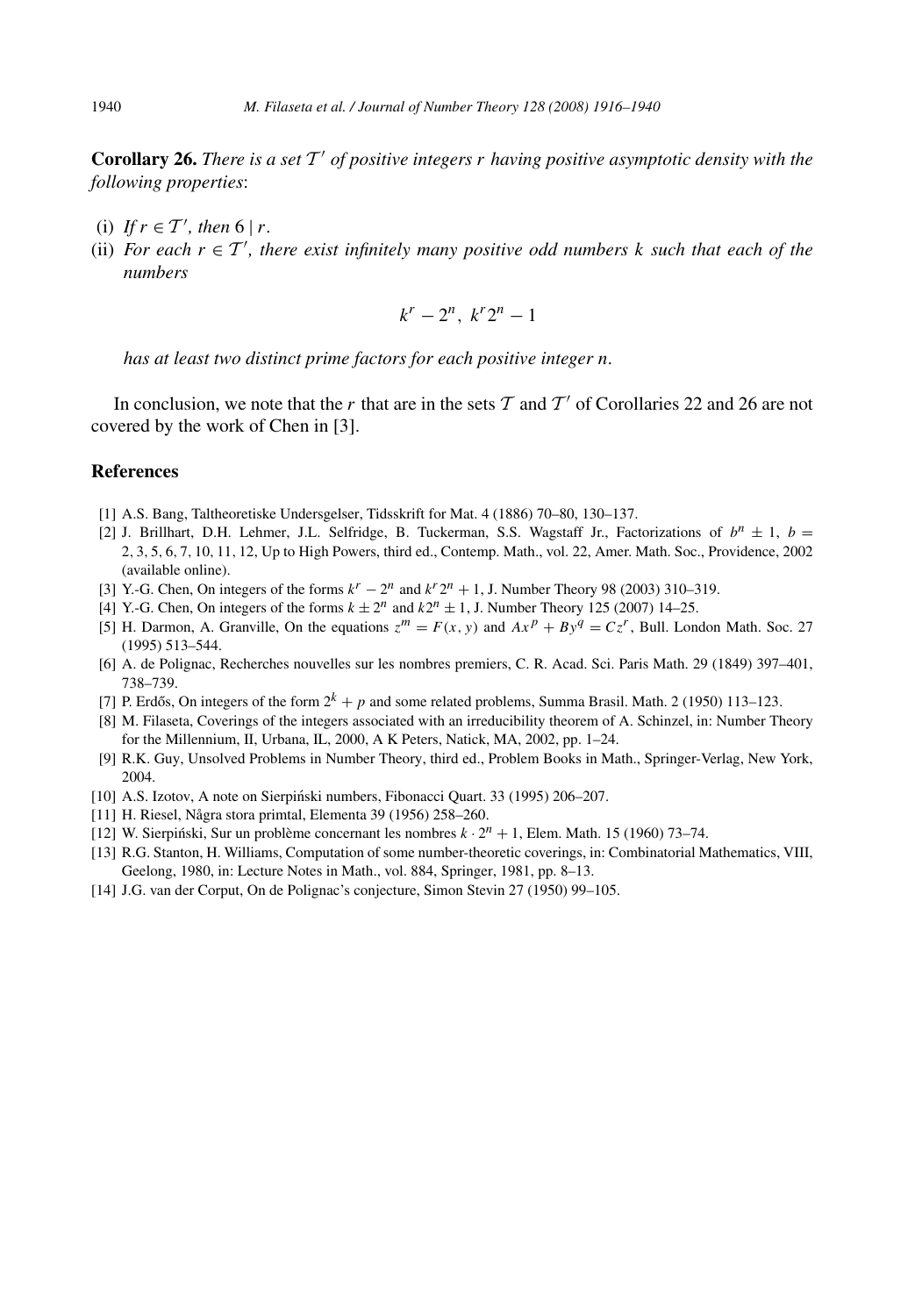**Corollary 26.** *There is a set $\mathcal{T}'$ of positive integers $r$ having positive asymptotic density with the following properties*:

(i) *If $r \in \mathcal{T}'$, then $6 \mid r$.*

(ii) *For each $r \in \mathcal{T}'$, there exist infinitely many positive odd numbers $k$ such that each of the numbers*

$$k^r - 2^n, \ k^r 2^n - 1$$

*has at least two distinct prime factors for each positive integer $n$.*

In conclusion, we note that the $r$ that are in the sets $\mathcal{T}$ and $\mathcal{T}'$ of Corollaries 22 and 26 are not covered by the work of Chen in [3].

## References

[1] A.S. Bang, Taltheoretiske Undersøgelser, Tidsskrift for Mat. 4 (1886) 70–80, 130–137.

[2] J. Brillhart, D.H. Lehmer, J.L. Selfridge, B. Tuckerman, S.S. Wagstaff Jr., Factorizations of $b^n \pm 1$, $b = 2, 3, 5, 6, 7, 10, 11, 12$, Up to High Powers, third ed., Contemp. Math., vol. 22, Amer. Math. Soc., Providence, 2002 (available online).

[3] Y.-G. Chen, On integers of the forms $k^r - 2^n$ and $k^r 2^n + 1$, J. Number Theory 98 (2003) 310–319.

[4] Y.-G. Chen, On integers of the forms $k \pm 2^n$ and $k2^n \pm 1$, J. Number Theory 125 (2007) 14–25.

[5] H. Darmon, A. Granville, On the equations $z^m = F(x, y)$ and $Ax^p + By^q = Cz^r$, Bull. London Math. Soc. 27 (1995) 513–544.

[6] A. de Polignac, Recherches nouvelles sur les nombres premiers, C. R. Acad. Sci. Paris Math. 29 (1849) 397–401, 738–739.

[7] P. Erdős, On integers of the form $2^k + p$ and some related problems, Summa Brasil. Math. 2 (1950) 113–123.

[8] M. Filaseta, Coverings of the integers associated with an irreducibility theorem of A. Schinzel, in: Number Theory for the Millennium, II, Urbana, IL, 2000, A K Peters, Natick, MA, 2002, pp. 1–24.

[9] R.K. Guy, Unsolved Problems in Number Theory, third ed., Problem Books in Math., Springer-Verlag, New York, 2004.

[10] A.S. Izotov, A note on Sierpiński numbers, Fibonacci Quart. 33 (1995) 206–207.

[11] H. Riesel, Några stora primtal, Elementa 39 (1956) 258–260.

[12] W. Sierpiński, Sur un problème concernant les nombres $k \cdot 2^n + 1$, Elem. Math. 15 (1960) 73–74.

[13] R.G. Stanton, H. Williams, Computation of some number-theoretic coverings, in: Combinatorial Mathematics, VIII, Geelong, 1980, in: Lecture Notes in Math., vol. 884, Springer, 1981, pp. 8–13.

[14] J.G. van der Corput, On de Polignac's conjecture, Simon Stevin 27 (1950) 99–105.